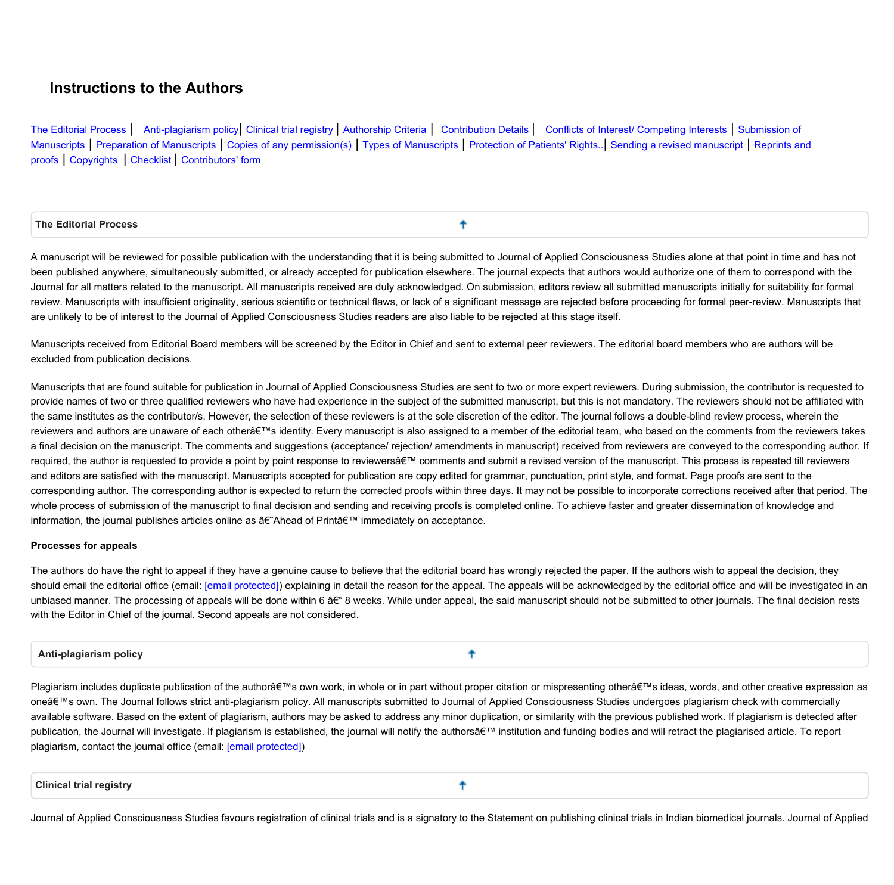# Instructions to the Authors

The Editorial Process | Anti-plagiarism policy | Clinical trial registry | Authorship Criteria | Contribution Details | Conflicts of Interest/ Competing Interests | Submission of Manuscripts | Preparation of Manuscripts | Copies of any permission(s) | Types of Manuscripts | Protection of Patients' Rights.. | Sending a revised manuscript | Reprints and proofs | Copyrights | Checklist | Contributors' form

## The Editorial Process

A manuscript will be reviewed for possible publication with the understanding that it is being submitted to Journal of Applied Consciousness Studies alone at that point in time and has not been published anywhere, simultaneously submitted, or already accepted for publication elsewhere. The journal expects that authors would authorize one of them to correspond with the Journal for all matters related to the manuscript. All manuscripts received are duly acknowledged. On submission, editors review all submitted manuscripts initially for suitability for formal review. Manuscripts with insufficient originality, serious scientific or technical flaws, or lack of a significant message are rejected before proceeding for formal peer-review. Manuscripts that are unlikely to be of interest to the Journal of Applied Consciousness Studies readers are also liable to be rejected at this stage itself.

Manuscripts received from Editorial Board members will be screened by the Editor in Chief and sent to external peer reviewers. The editorial board members who are authors will be excluded from publication decisions.

Manuscripts that are found suitable for publication in Journal of Applied Consciousness Studies are sent to two or more expert reviewers. During submission, the contributor is requested to provide names of two or three qualified reviewers who have had experience in the subject of the submitted manuscript, but this is not mandatory. The reviewers should not be affiliated with the same institutes as the contributor/s. However, the selection of these reviewers is at the sole discretion of the editor. The journal follows a double-blind review process, wherein the reviewers and authors are unaware of each otherâ€™s identity. Every manuscript is also assigned to a member of the editorial team, who based on the comments from the reviewers takes a final decision on the manuscript. The comments and suggestions (acceptance/ rejection/ amendments in manuscript) received from reviewers are conveyed to the corresponding author. If required, the author is requested to provide a point by point response to reviewersâ€™ comments and submit a revised version of the manuscript. This process is repeated till reviewers and editors are satisfied with the manuscript. Manuscripts accepted for publication are copy edited for grammar, punctuation, print style, and format. Page proofs are sent to the corresponding author. The corresponding author is expected to return the corrected proofs within three days. It may not be possible to incorporate corrections received after that period. The whole process of submission of the manuscript to final decision and sending and receiving proofs is completed online. To achieve faster and greater dissemination of knowledge and information, the journal publishes articles online as â€˜Ahead of Printâ€™ immediately on acceptance.

**Processes for appeals**

The authors do have the right to appeal if they have a genuine cause to believe that the editorial board has wrongly rejected the paper. If the authors wish to appeal the decision, they should email the editorial office (email: [email protected]) explaining in detail the reason for the appeal. The appeals will be acknowledged by the editorial office and will be investigated in an unbiased manner. The processing of appeals will be done within 6 â€“ 8 weeks. While under appeal, the said manuscript should not be submitted to other journals. The final decision rests with the Editor in Chief of the journal. Second appeals are not considered.

## Anti-plagiarism policy

Plagiarism includes duplicate publication of the authorâ€™s own work, in whole or in part without proper citation or mispresenting otherâ€™s ideas, words, and other creative expression as oneâ€™s own. The Journal follows strict anti-plagiarism policy. All manuscripts submitted to Journal of Applied Consciousness Studies undergoes plagiarism check with commercially available software. Based on the extent of plagiarism, authors may be asked to address any minor duplication, or similarity with the previous published work. If plagiarism is detected after publication, the Journal will investigate. If plagiarism is established, the journal will notify the authorsâ€™ institution and funding bodies and will retract the plagiarised article. To report plagiarism, contact the journal office (email: [email protected])

## Clinical trial registry

Journal of Applied Consciousness Studies favours registration of clinical trials and is a signatory to the Statement on publishing clinical trials in Indian biomedical journals. Journal of Applied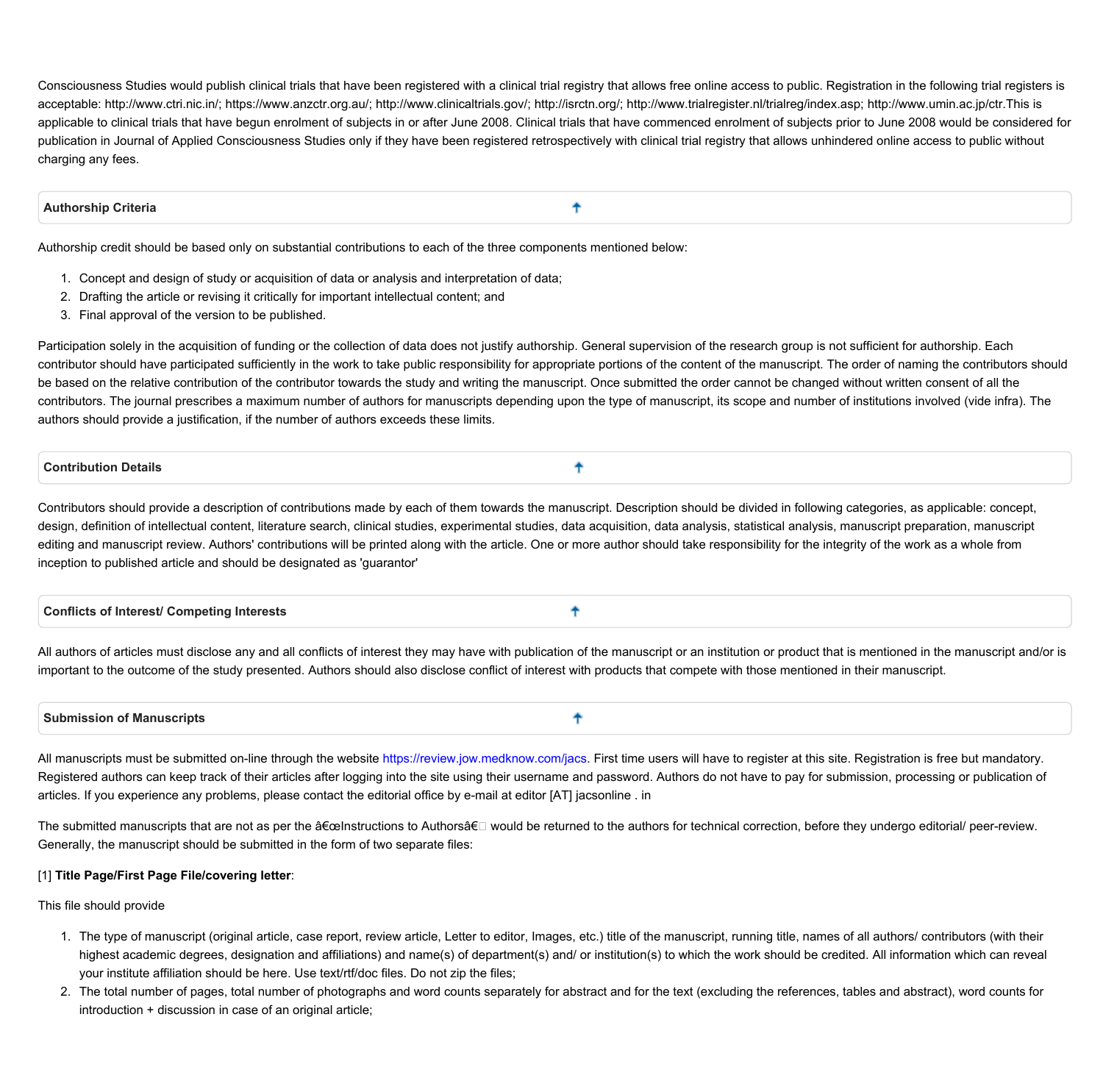Consciousness Studies would publish clinical trials that have been registered with a clinical trial registry that allows free online access to public. Registration in the following trial registers is acceptable: http://www.ctri.nic.in/; https://www.anzctr.org.au/; http://www.clinicaltrials.gov/; http://isrctn.org/; http://www.trialregister.nl/trialreg/index.asp; http://www.umin.ac.jp/ctr.This is applicable to clinical trials that have begun enrolment of subjects in or after June 2008. Clinical trials that have commenced enrolment of subjects prior to June 2008 would be considered for publication in Journal of Applied Consciousness Studies only if they have been registered retrospectively with clinical trial registry that allows unhindered online access to public without charging any fees.

## Authorship Criteria

Authorship credit should be based only on substantial contributions to each of the three components mentioned below:

1. Concept and design of study or acquisition of data or analysis and interpretation of data;
2. Drafting the article or revising it critically for important intellectual content; and
3. Final approval of the version to be published.

Participation solely in the acquisition of funding or the collection of data does not justify authorship. General supervision of the research group is not sufficient for authorship. Each contributor should have participated sufficiently in the work to take public responsibility for appropriate portions of the content of the manuscript. The order of naming the contributors should be based on the relative contribution of the contributor towards the study and writing the manuscript. Once submitted the order cannot be changed without written consent of all the contributors. The journal prescribes a maximum number of authors for manuscripts depending upon the type of manuscript, its scope and number of institutions involved (vide infra). The authors should provide a justification, if the number of authors exceeds these limits.

## Contribution Details

Contributors should provide a description of contributions made by each of them towards the manuscript. Description should be divided in following categories, as applicable: concept, design, definition of intellectual content, literature search, clinical studies, experimental studies, data acquisition, data analysis, statistical analysis, manuscript preparation, manuscript editing and manuscript review. Authors' contributions will be printed along with the article. One or more author should take responsibility for the integrity of the work as a whole from inception to published article and should be designated as 'guarantor'

## Conflicts of Interest/ Competing Interests

All authors of articles must disclose any and all conflicts of interest they may have with publication of the manuscript or an institution or product that is mentioned in the manuscript and/or is important to the outcome of the study presented. Authors should also disclose conflict of interest with products that compete with those mentioned in their manuscript.

## Submission of Manuscripts

All manuscripts must be submitted on-line through the website https://review.jow.medknow.com/jacs. First time users will have to register at this site. Registration is free but mandatory. Registered authors can keep track of their articles after logging into the site using their username and password. Authors do not have to pay for submission, processing or publication of articles. If you experience any problems, please contact the editorial office by e-mail at editor [AT] jacsonline . in

The submitted manuscripts that are not as per the â€œInstructions to Authorsâ€ would be returned to the authors for technical correction, before they undergo editorial/ peer-review. Generally, the manuscript should be submitted in the form of two separate files:

[1] **Title Page/First Page File/covering letter**:

This file should provide

1. The type of manuscript (original article, case report, review article, Letter to editor, Images, etc.) title of the manuscript, running title, names of all authors/ contributors (with their highest academic degrees, designation and affiliations) and name(s) of department(s) and/ or institution(s) to which the work should be credited. All information which can reveal your institute affiliation should be here. Use text/rtf/doc files. Do not zip the files;
2. The total number of pages, total number of photographs and word counts separately for abstract and for the text (excluding the references, tables and abstract), word counts for introduction + discussion in case of an original article;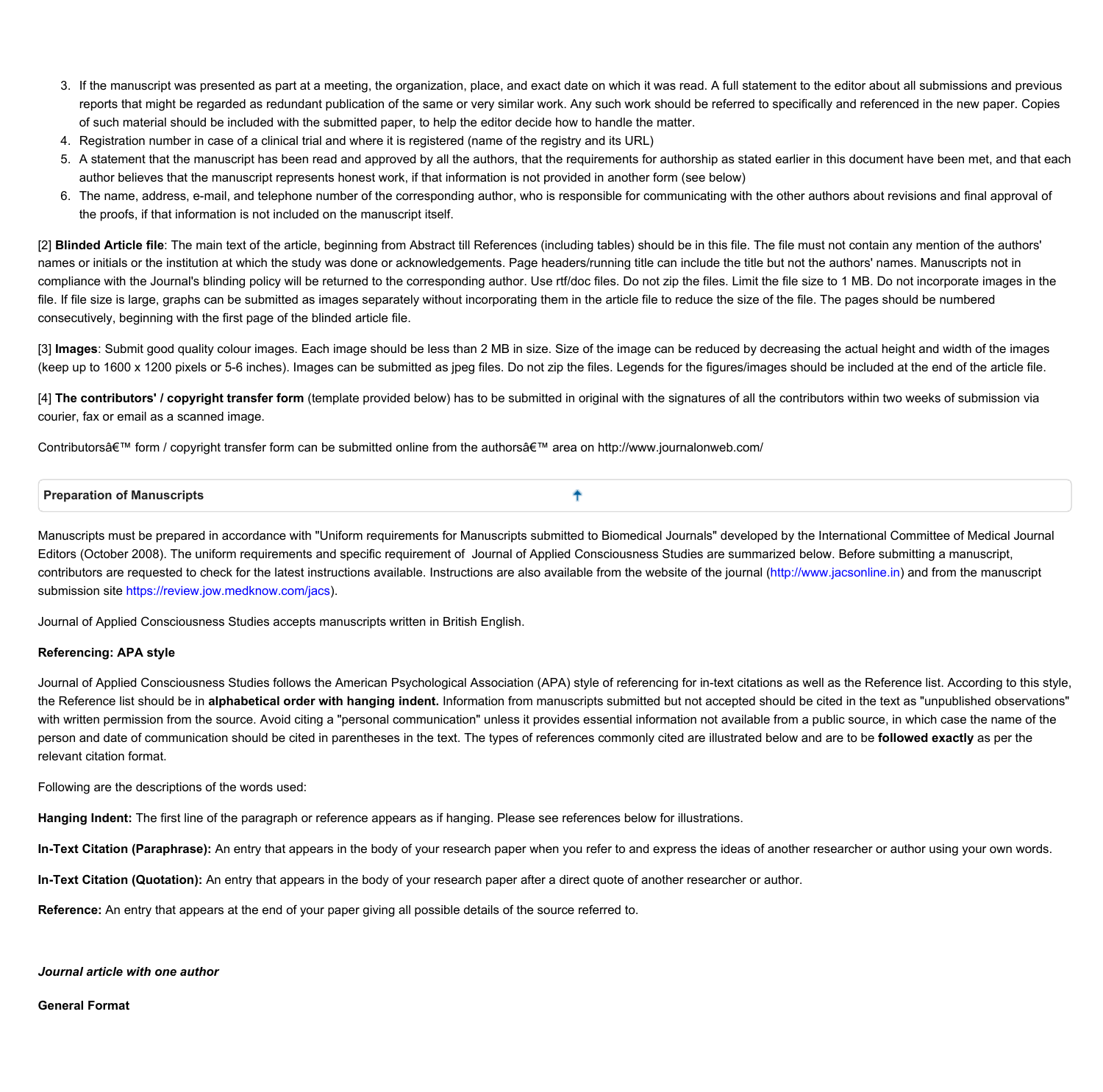3. If the manuscript was presented as part at a meeting, the organization, place, and exact date on which it was read. A full statement to the editor about all submissions and previous reports that might be regarded as redundant publication of the same or very similar work. Any such work should be referred to specifically and referenced in the new paper. Copies of such material should be included with the submitted paper, to help the editor decide how to handle the matter.
4. Registration number in case of a clinical trial and where it is registered (name of the registry and its URL)
5. A statement that the manuscript has been read and approved by all the authors, that the requirements for authorship as stated earlier in this document have been met, and that each author believes that the manuscript represents honest work, if that information is not provided in another form (see below)
6. The name, address, e-mail, and telephone number of the corresponding author, who is responsible for communicating with the other authors about revisions and final approval of the proofs, if that information is not included on the manuscript itself.

[2] **Blinded Article file**: The main text of the article, beginning from Abstract till References (including tables) should be in this file. The file must not contain any mention of the authors' names or initials or the institution at which the study was done or acknowledgements. Page headers/running title can include the title but not the authors' names. Manuscripts not in compliance with the Journal's blinding policy will be returned to the corresponding author. Use rtf/doc files. Do not zip the files. Limit the file size to 1 MB. Do not incorporate images in the file. If file size is large, graphs can be submitted as images separately without incorporating them in the article file to reduce the size of the file. The pages should be numbered consecutively, beginning with the first page of the blinded article file.

[3] **Images**: Submit good quality colour images. Each image should be less than 2 MB in size. Size of the image can be reduced by decreasing the actual height and width of the images (keep up to 1600 x 1200 pixels or 5-6 inches). Images can be submitted as jpeg files. Do not zip the files. Legends for the figures/images should be included at the end of the article file.

[4] **The contributors' / copyright transfer form** (template provided below) has to be submitted in original with the signatures of all the contributors within two weeks of submission via courier, fax or email as a scanned image.

Contributorsâ€™ form / copyright transfer form can be submitted online from the authorsâ€™ area on http://www.journalonweb.com/

## Preparation of Manuscripts

Manuscripts must be prepared in accordance with "Uniform requirements for Manuscripts submitted to Biomedical Journals" developed by the International Committee of Medical Journal Editors (October 2008). The uniform requirements and specific requirement of Journal of Applied Consciousness Studies are summarized below. Before submitting a manuscript, contributors are requested to check for the latest instructions available. Instructions are also available from the website of the journal (http://www.jacsonline.in) and from the manuscript submission site https://review.jow.medknow.com/jacs).

Journal of Applied Consciousness Studies accepts manuscripts written in British English.

**Referencing: APA style**

Journal of Applied Consciousness Studies follows the American Psychological Association (APA) style of referencing for in-text citations as well as the Reference list. According to this style, the Reference list should be in **alphabetical order with hanging indent.** Information from manuscripts submitted but not accepted should be cited in the text as "unpublished observations" with written permission from the source. Avoid citing a "personal communication" unless it provides essential information not available from a public source, in which case the name of the person and date of communication should be cited in parentheses in the text. The types of references commonly cited are illustrated below and are to be **followed exactly** as per the relevant citation format.

Following are the descriptions of the words used:

**Hanging Indent:** The first line of the paragraph or reference appears as if hanging. Please see references below for illustrations.

**In-Text Citation (Paraphrase):** An entry that appears in the body of your research paper when you refer to and express the ideas of another researcher or author using your own words.

**In-Text Citation (Quotation):** An entry that appears in the body of your research paper after a direct quote of another researcher or author.

**Reference:** An entry that appears at the end of your paper giving all possible details of the source referred to.

***Journal article with one author***

**General Format**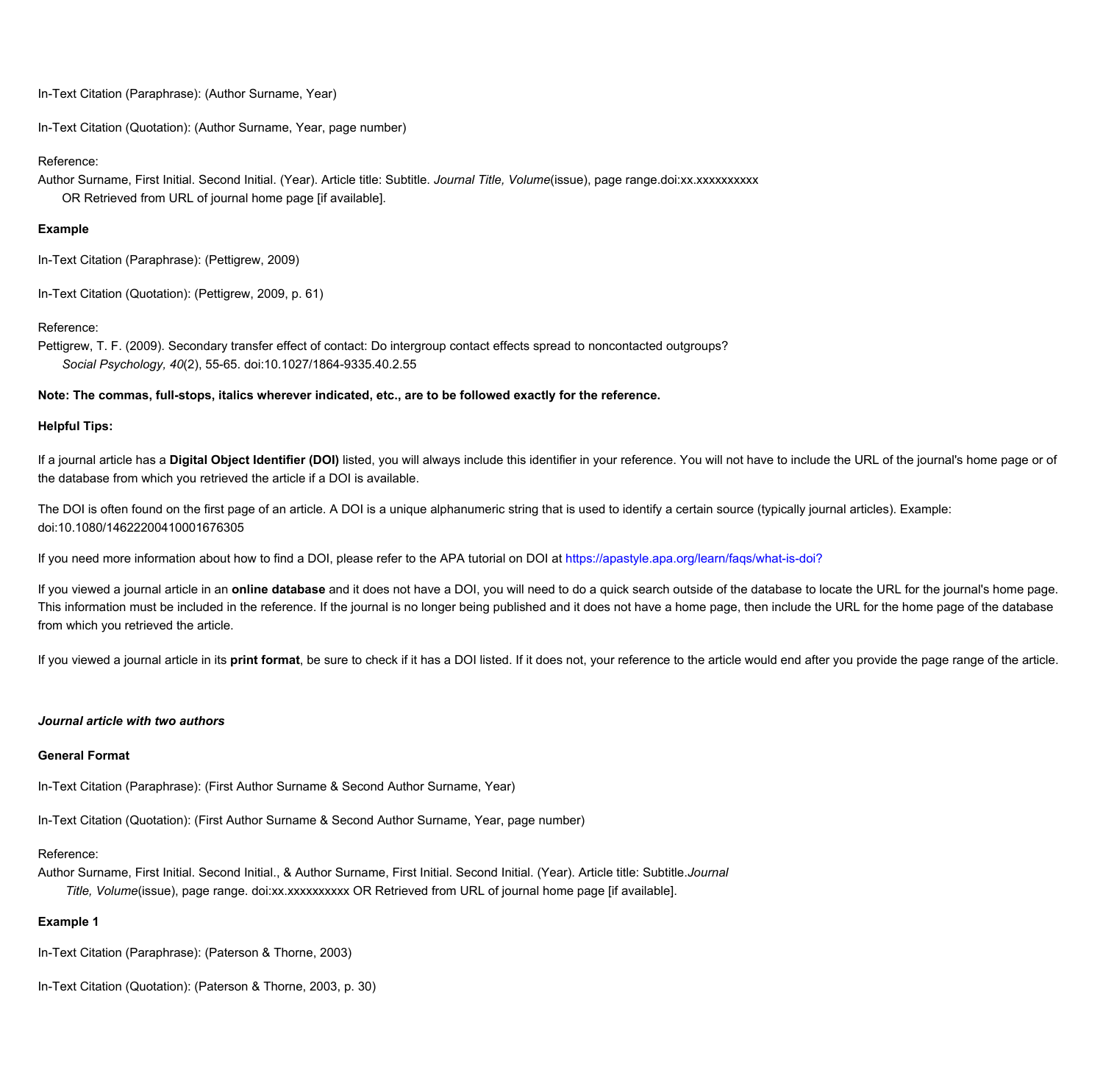In-Text Citation (Paraphrase): (Author Surname, Year)

In-Text Citation (Quotation): (Author Surname, Year, page number)

Reference:
Author Surname, First Initial. Second Initial. (Year). Article title: Subtitle. *Journal Title, Volume*(issue), page range.doi:xx.xxxxxxxxxx
OR Retrieved from URL of journal home page [if available].

**Example**

In-Text Citation (Paraphrase): (Pettigrew, 2009)

In-Text Citation (Quotation): (Pettigrew, 2009, p. 61)

Reference:
Pettigrew, T. F. (2009). Secondary transfer effect of contact: Do intergroup contact effects spread to noncontacted outgroups? *Social Psychology, 40*(2), 55-65. doi:10.1027/1864-9335.40.2.55

**Note: The commas, full-stops, italics wherever indicated, etc., are to be followed exactly for the reference.**

**Helpful Tips:**

If a journal article has a **Digital Object Identifier (DOI)** listed, you will always include this identifier in your reference. You will not have to include the URL of the journal's home page or of the database from which you retrieved the article if a DOI is available.

The DOI is often found on the first page of an article. A DOI is a unique alphanumeric string that is used to identify a certain source (typically journal articles). Example: doi:10.1080/14622200410001676305

If you need more information about how to find a DOI, please refer to the APA tutorial on DOI at https://apastyle.apa.org/learn/faqs/what-is-doi?

If you viewed a journal article in an **online database** and it does not have a DOI, you will need to do a quick search outside of the database to locate the URL for the journal's home page. This information must be included in the reference. If the journal is no longer being published and it does not have a home page, then include the URL for the home page of the database from which you retrieved the article.

If you viewed a journal article in its **print format**, be sure to check if it has a DOI listed. If it does not, your reference to the article would end after you provide the page range of the article.

***Journal article with two authors***

**General Format**

In-Text Citation (Paraphrase): (First Author Surname & Second Author Surname, Year)

In-Text Citation (Quotation): (First Author Surname & Second Author Surname, Year, page number)

Reference:
Author Surname, First Initial. Second Initial., & Author Surname, First Initial. Second Initial. (Year). Article title: Subtitle.*Journal Title, Volume*(issue), page range. doi:xx.xxxxxxxxxx OR Retrieved from URL of journal home page [if available].

**Example 1**

In-Text Citation (Paraphrase): (Paterson & Thorne, 2003)

In-Text Citation (Quotation): (Paterson & Thorne, 2003, p. 30)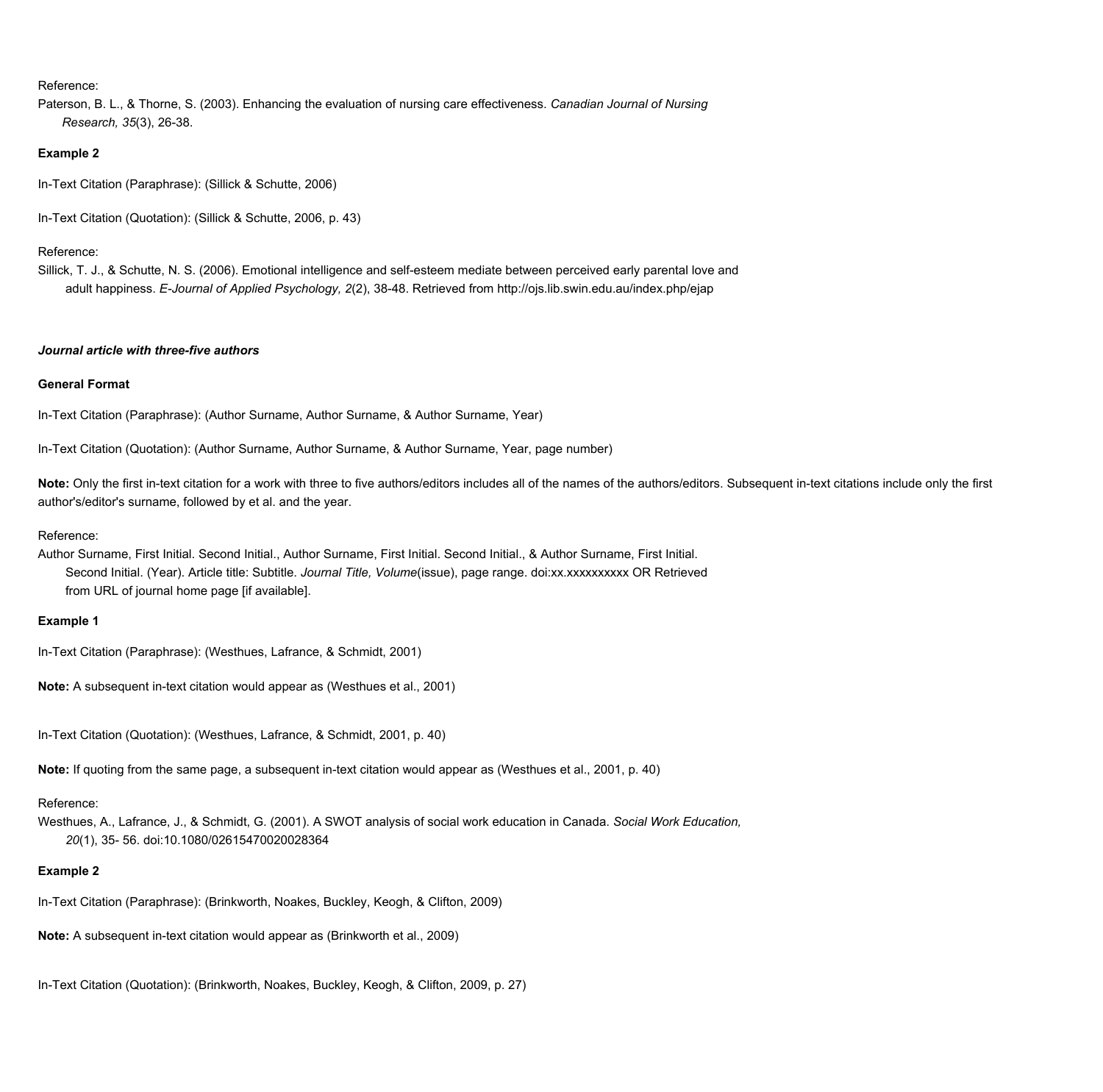Reference:

Paterson, B. L., & Thorne, S. (2003). Enhancing the evaluation of nursing care effectiveness. *Canadian Journal of Nursing Research, 35*(3), 26-38.

**Example 2**

In-Text Citation (Paraphrase): (Sillick & Schutte, 2006)

In-Text Citation (Quotation): (Sillick & Schutte, 2006, p. 43)

Reference:

Sillick, T. J., & Schutte, N. S. (2006). Emotional intelligence and self-esteem mediate between perceived early parental love and adult happiness. *E-Journal of Applied Psychology, 2*(2), 38-48. Retrieved from http://ojs.lib.swin.edu.au/index.php/ejap

***Journal article with three-five authors***

**General Format**

In-Text Citation (Paraphrase): (Author Surname, Author Surname, & Author Surname, Year)

In-Text Citation (Quotation): (Author Surname, Author Surname, & Author Surname, Year, page number)

**Note:** Only the first in-text citation for a work with three to five authors/editors includes all of the names of the authors/editors. Subsequent in-text citations include only the first author's/editor's surname, followed by et al. and the year.

Reference:

Author Surname, First Initial. Second Initial., Author Surname, First Initial. Second Initial., & Author Surname, First Initial. Second Initial. (Year). Article title: Subtitle. *Journal Title, Volume*(issue), page range. doi:xx.xxxxxxxxxx OR Retrieved from URL of journal home page [if available].

**Example 1**

In-Text Citation (Paraphrase): (Westhues, Lafrance, & Schmidt, 2001)

**Note:** A subsequent in-text citation would appear as (Westhues et al., 2001)

In-Text Citation (Quotation): (Westhues, Lafrance, & Schmidt, 2001, p. 40)

**Note:** If quoting from the same page, a subsequent in-text citation would appear as (Westhues et al., 2001, p. 40)

Reference:

Westhues, A., Lafrance, J., & Schmidt, G. (2001). A SWOT analysis of social work education in Canada. *Social Work Education, 20*(1), 35- 56. doi:10.1080/02615470020028364

**Example 2**

In-Text Citation (Paraphrase): (Brinkworth, Noakes, Buckley, Keogh, & Clifton, 2009)

**Note:** A subsequent in-text citation would appear as (Brinkworth et al., 2009)

In-Text Citation (Quotation): (Brinkworth, Noakes, Buckley, Keogh, & Clifton, 2009, p. 27)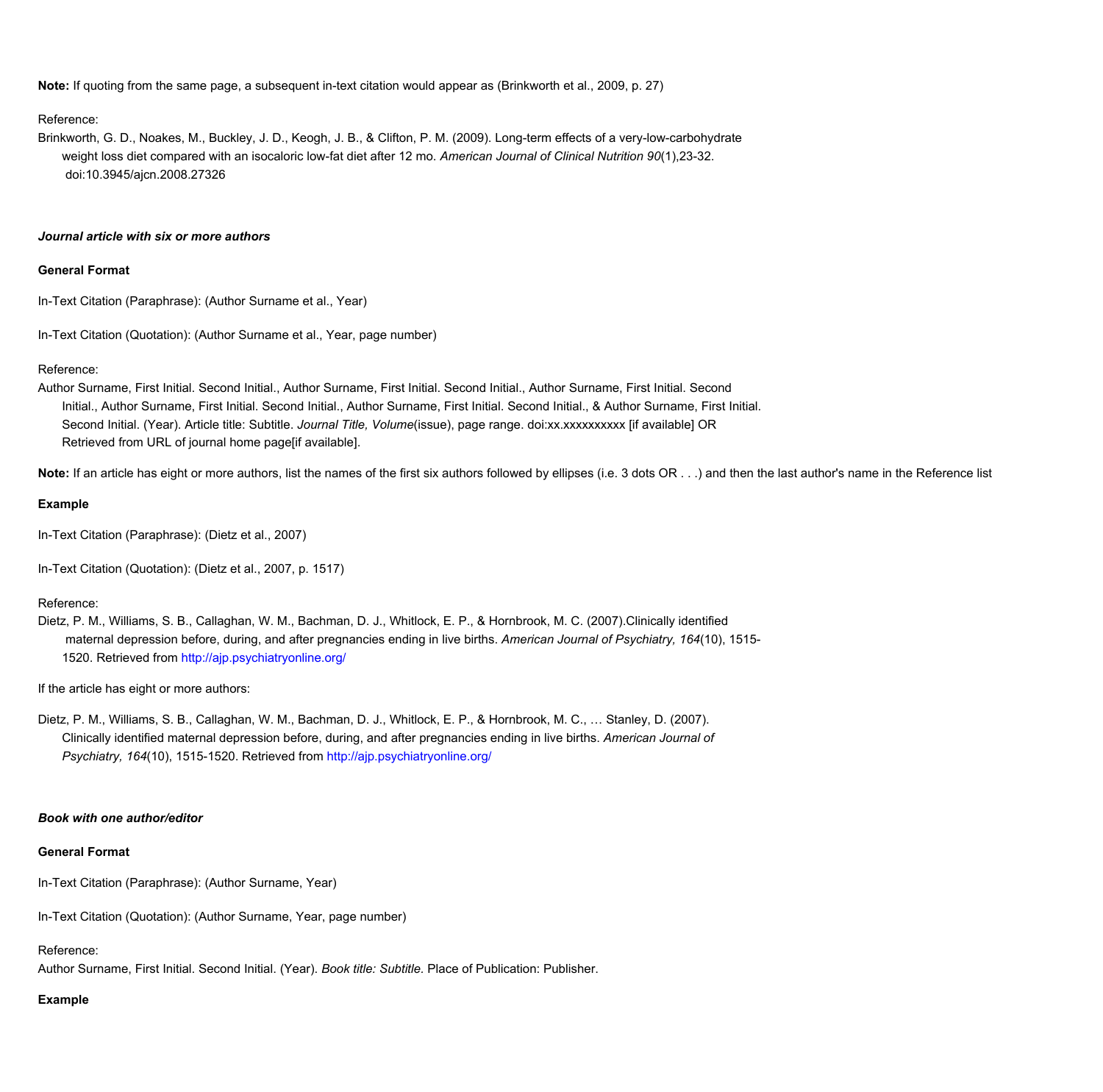**Note:** If quoting from the same page, a subsequent in-text citation would appear as (Brinkworth et al., 2009, p. 27)

Reference:

Brinkworth, G. D., Noakes, M., Buckley, J. D., Keogh, J. B., & Clifton, P. M. (2009). Long-term effects of a very-low-carbohydrate weight loss diet compared with an isocaloric low-fat diet after 12 mo. *American Journal of Clinical Nutrition 90*(1),23-32. doi:10.3945/ajcn.2008.27326

***Journal article with six or more authors***

**General Format**

In-Text Citation (Paraphrase): (Author Surname et al., Year)

In-Text Citation (Quotation): (Author Surname et al., Year, page number)

Reference:

Author Surname, First Initial. Second Initial., Author Surname, First Initial. Second Initial., Author Surname, First Initial. Second Initial., Author Surname, First Initial. Second Initial., Author Surname, First Initial. Second Initial., & Author Surname, First Initial. Second Initial. (Year). Article title: Subtitle. *Journal Title, Volume*(issue), page range. doi:xx.xxxxxxxxxx [if available] OR Retrieved from URL of journal home page[if available].

**Note:** If an article has eight or more authors, list the names of the first six authors followed by ellipses (i.e. 3 dots OR . . .) and then the last author's name in the Reference list

**Example**

In-Text Citation (Paraphrase): (Dietz et al., 2007)

In-Text Citation (Quotation): (Dietz et al., 2007, p. 1517)

Reference:

Dietz, P. M., Williams, S. B., Callaghan, W. M., Bachman, D. J., Whitlock, E. P., & Hornbrook, M. C. (2007).Clinically identified maternal depression before, during, and after pregnancies ending in live births. *American Journal of Psychiatry, 164*(10), 1515-1520. Retrieved from http://ajp.psychiatryonline.org/

If the article has eight or more authors:

Dietz, P. M., Williams, S. B., Callaghan, W. M., Bachman, D. J., Whitlock, E. P., & Hornbrook, M. C., … Stanley, D. (2007). Clinically identified maternal depression before, during, and after pregnancies ending in live births. *American Journal of Psychiatry, 164*(10), 1515-1520. Retrieved from http://ajp.psychiatryonline.org/

***Book with one author/editor***

**General Format**

In-Text Citation (Paraphrase): (Author Surname, Year)

In-Text Citation (Quotation): (Author Surname, Year, page number)

Reference:

Author Surname, First Initial. Second Initial. (Year). *Book title: Subtitle.* Place of Publication: Publisher.

**Example**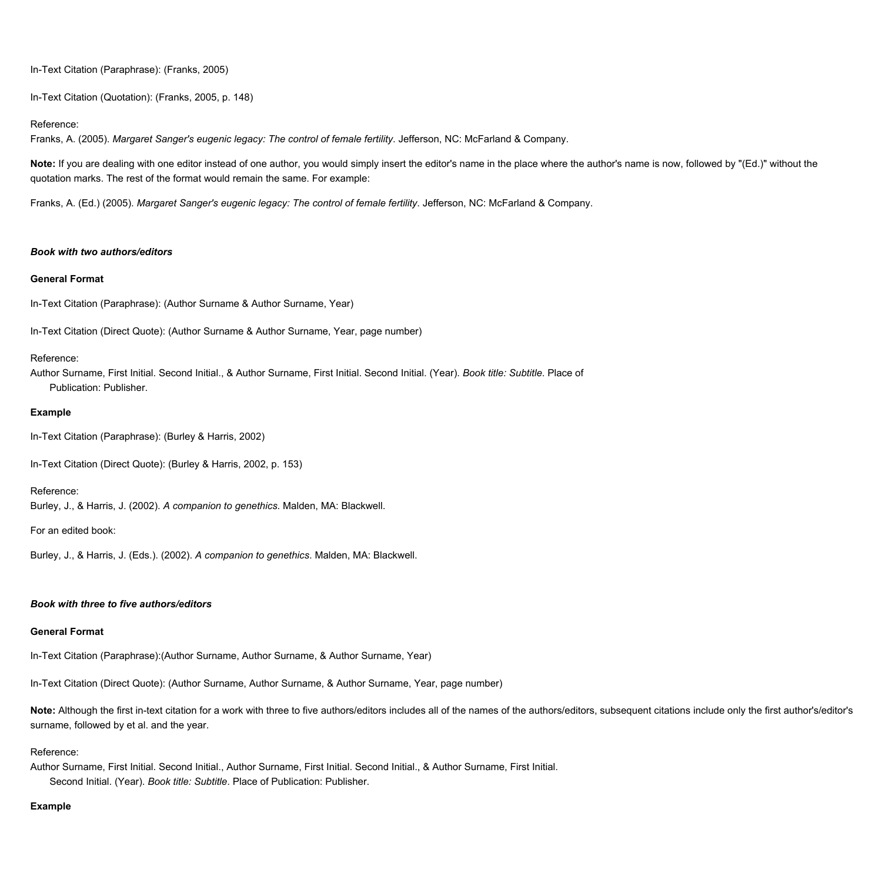In-Text Citation (Paraphrase): (Franks, 2005)

In-Text Citation (Quotation): (Franks, 2005, p. 148)

Reference:
Franks, A. (2005). *Margaret Sanger's eugenic legacy: The control of female fertility*. Jefferson, NC: McFarland & Company.

**Note:** If you are dealing with one editor instead of one author, you would simply insert the editor's name in the place where the author's name is now, followed by "(Ed.)" without the quotation marks. The rest of the format would remain the same. For example:

Franks, A. (Ed.) (2005). *Margaret Sanger's eugenic legacy: The control of female fertility*. Jefferson, NC: McFarland & Company.

***Book with two authors/editors***

**General Format**

In-Text Citation (Paraphrase): (Author Surname & Author Surname, Year)

In-Text Citation (Direct Quote): (Author Surname & Author Surname, Year, page number)

Reference:
Author Surname, First Initial. Second Initial., & Author Surname, First Initial. Second Initial. (Year). *Book title: Subtitle*. Place of Publication: Publisher.

**Example**

In-Text Citation (Paraphrase): (Burley & Harris, 2002)

In-Text Citation (Direct Quote): (Burley & Harris, 2002, p. 153)

Reference:
Burley, J., & Harris, J. (2002). *A companion to genethics*. Malden, MA: Blackwell.

For an edited book:

Burley, J., & Harris, J. (Eds.). (2002). *A companion to genethics*. Malden, MA: Blackwell.

***Book with three to five authors/editors***

**General Format**

In-Text Citation (Paraphrase):(Author Surname, Author Surname, & Author Surname, Year)

In-Text Citation (Direct Quote): (Author Surname, Author Surname, & Author Surname, Year, page number)

**Note:** Although the first in-text citation for a work with three to five authors/editors includes all of the names of the authors/editors, subsequent citations include only the first author's/editor's surname, followed by et al. and the year.

Reference:
Author Surname, First Initial. Second Initial., Author Surname, First Initial. Second Initial., & Author Surname, First Initial. Second Initial. (Year). *Book title: Subtitle*. Place of Publication: Publisher.

**Example**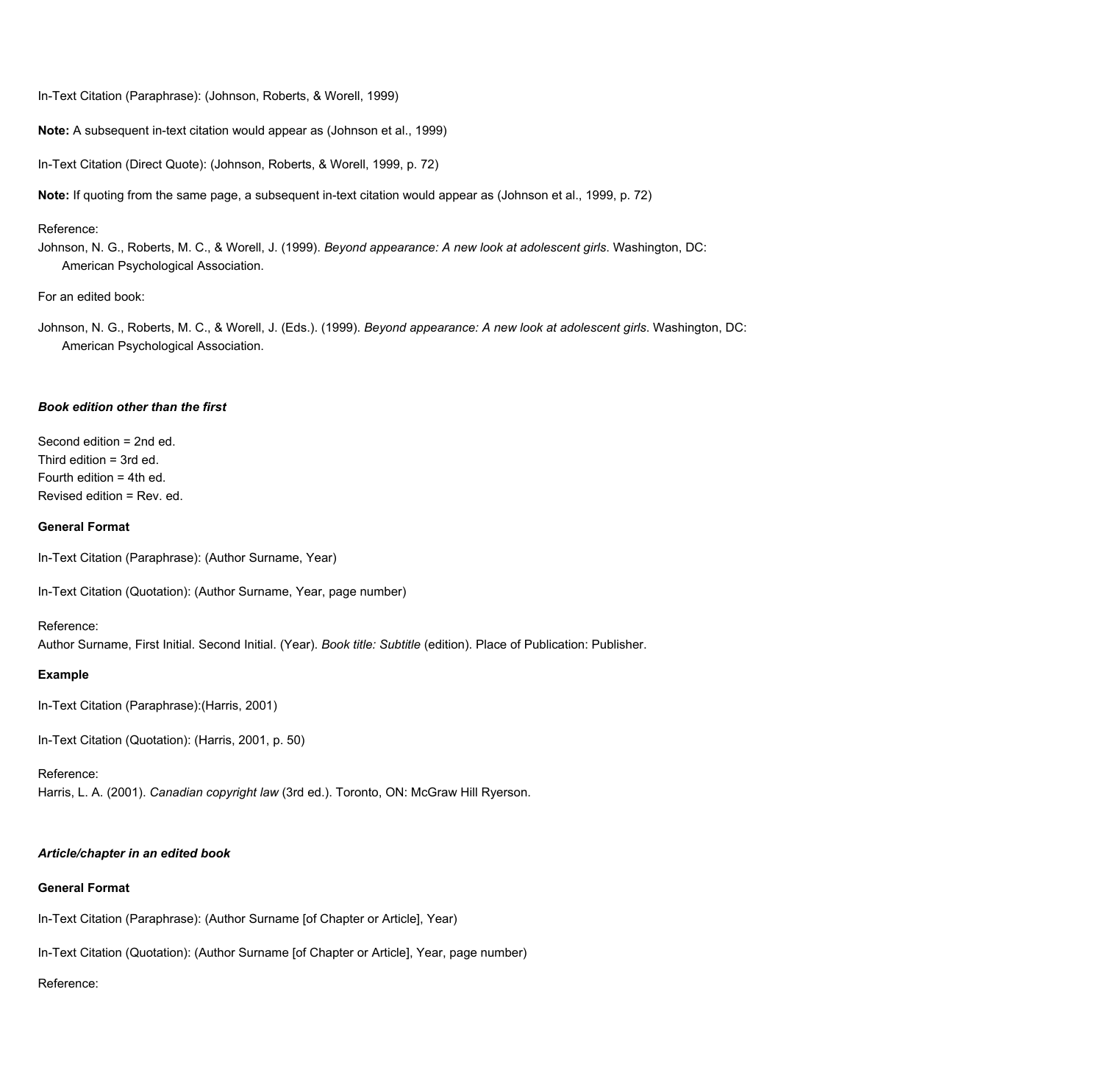In-Text Citation (Paraphrase): (Johnson, Roberts, & Worell, 1999)

**Note:** A subsequent in-text citation would appear as (Johnson et al., 1999)

In-Text Citation (Direct Quote): (Johnson, Roberts, & Worell, 1999, p. 72)

**Note:** If quoting from the same page, a subsequent in-text citation would appear as (Johnson et al., 1999, p. 72)

Reference:
Johnson, N. G., Roberts, M. C., & Worell, J. (1999). *Beyond appearance: A new look at adolescent girls*. Washington, DC: American Psychological Association.

For an edited book:

Johnson, N. G., Roberts, M. C., & Worell, J. (Eds.). (1999). *Beyond appearance: A new look at adolescent girls*. Washington, DC: American Psychological Association.

### *Book edition other than the first*

Second edition = 2nd ed.
Third edition = 3rd ed.
Fourth edition = 4th ed.
Revised edition = Rev. ed.

**General Format**

In-Text Citation (Paraphrase): (Author Surname, Year)

In-Text Citation (Quotation): (Author Surname, Year, page number)

Reference:
Author Surname, First Initial. Second Initial. (Year). *Book title: Subtitle* (edition). Place of Publication: Publisher.

**Example**

In-Text Citation (Paraphrase):(Harris, 2001)

In-Text Citation (Quotation): (Harris, 2001, p. 50)

Reference:
Harris, L. A. (2001). *Canadian copyright law* (3rd ed.). Toronto, ON: McGraw Hill Ryerson.

### *Article/chapter in an edited book*

**General Format**

In-Text Citation (Paraphrase): (Author Surname [of Chapter or Article], Year)

In-Text Citation (Quotation): (Author Surname [of Chapter or Article], Year, page number)

Reference: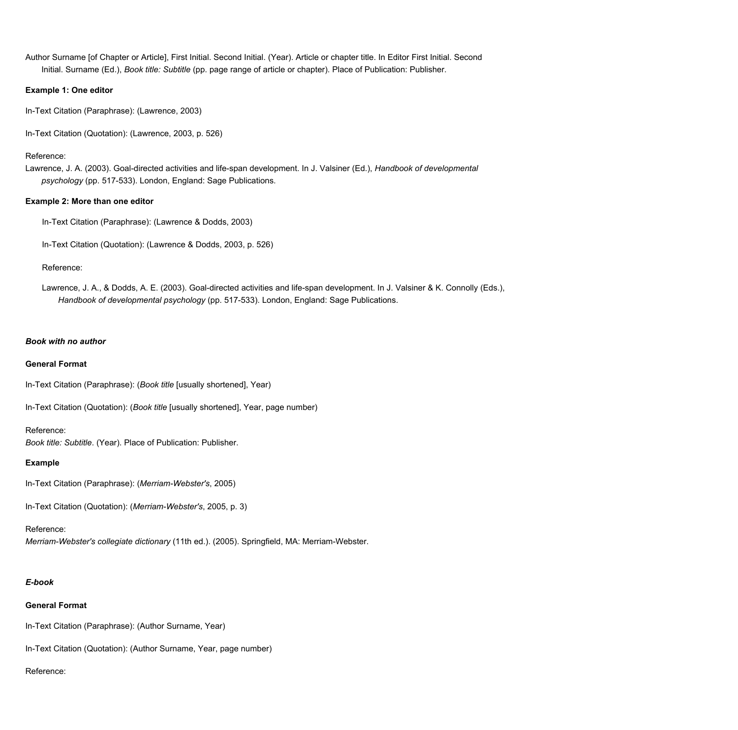Author Surname [of Chapter or Article], First Initial. Second Initial. (Year). Article or chapter title. In Editor First Initial. Second Initial. Surname (Ed.), *Book title: Subtitle* (pp. page range of article or chapter). Place of Publication: Publisher.

**Example 1: One editor**

In-Text Citation (Paraphrase): (Lawrence, 2003)

In-Text Citation (Quotation): (Lawrence, 2003, p. 526)

Reference:
Lawrence, J. A. (2003). Goal-directed activities and life-span development. In J. Valsiner (Ed.), *Handbook of developmental psychology* (pp. 517-533). London, England: Sage Publications.

**Example 2: More than one editor**

In-Text Citation (Paraphrase): (Lawrence & Dodds, 2003)

In-Text Citation (Quotation): (Lawrence & Dodds, 2003, p. 526)

Reference:

Lawrence, J. A., & Dodds, A. E. (2003). Goal-directed activities and life-span development. In J. Valsiner & K. Connolly (Eds.), *Handbook of developmental psychology* (pp. 517-533). London, England: Sage Publications.

***Book with no author***

**General Format**

In-Text Citation (Paraphrase): (*Book title* [usually shortened], Year)

In-Text Citation (Quotation): (*Book title* [usually shortened], Year, page number)

Reference:
*Book title: Subtitle*. (Year). Place of Publication: Publisher.

**Example**

In-Text Citation (Paraphrase): (*Merriam-Webster's*, 2005)

In-Text Citation (Quotation): (*Merriam-Webster's*, 2005, p. 3)

Reference:
*Merriam-Webster's collegiate dictionary* (11th ed.). (2005). Springfield, MA: Merriam-Webster.

***E-book***

**General Format**

In-Text Citation (Paraphrase): (Author Surname, Year)

In-Text Citation (Quotation): (Author Surname, Year, page number)

Reference: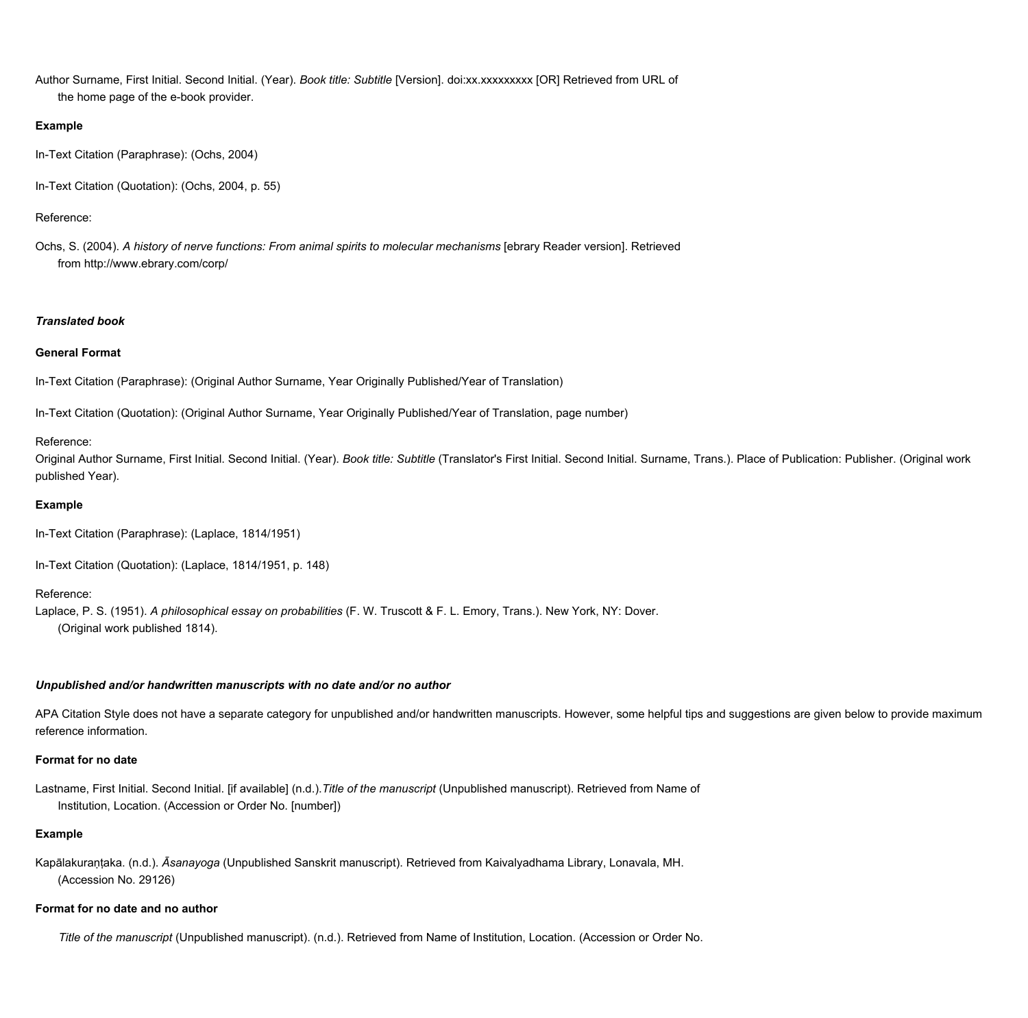Author Surname, First Initial. Second Initial. (Year). *Book title: Subtitle* [Version]. doi:xx.xxxxxxxxx [OR] Retrieved from URL of the home page of the e-book provider.

**Example**

In-Text Citation (Paraphrase): (Ochs, 2004)

In-Text Citation (Quotation): (Ochs, 2004, p. 55)

Reference:

Ochs, S. (2004). *A history of nerve functions: From animal spirits to molecular mechanisms* [ebrary Reader version]. Retrieved from http://www.ebrary.com/corp/

***Translated book***

**General Format**

In-Text Citation (Paraphrase): (Original Author Surname, Year Originally Published/Year of Translation)

In-Text Citation (Quotation): (Original Author Surname, Year Originally Published/Year of Translation, page number)

Reference:
Original Author Surname, First Initial. Second Initial. (Year). *Book title: Subtitle* (Translator's First Initial. Second Initial. Surname, Trans.). Place of Publication: Publisher. (Original work published Year).

**Example**

In-Text Citation (Paraphrase): (Laplace, 1814/1951)

In-Text Citation (Quotation): (Laplace, 1814/1951, p. 148)

Reference:
Laplace, P. S. (1951). *A philosophical essay on probabilities* (F. W. Truscott & F. L. Emory, Trans.). New York, NY: Dover. (Original work published 1814).

***Unpublished and/or handwritten manuscripts with no date and/or no author***

APA Citation Style does not have a separate category for unpublished and/or handwritten manuscripts. However, some helpful tips and suggestions are given below to provide maximum reference information.

**Format for no date**

Lastname, First Initial. Second Initial. [if available] (n.d.).*Title of the manuscript* (Unpublished manuscript). Retrieved from Name of Institution, Location. (Accession or Order No. [number])

**Example**

Kapālakuraṇṭaka. (n.d.). *Āsanayoga* (Unpublished Sanskrit manuscript). Retrieved from Kaivalyadhama Library, Lonavala, MH. (Accession No. 29126)

**Format for no date and no author**

*Title of the manuscript* (Unpublished manuscript). (n.d.). Retrieved from Name of Institution, Location. (Accession or Order No.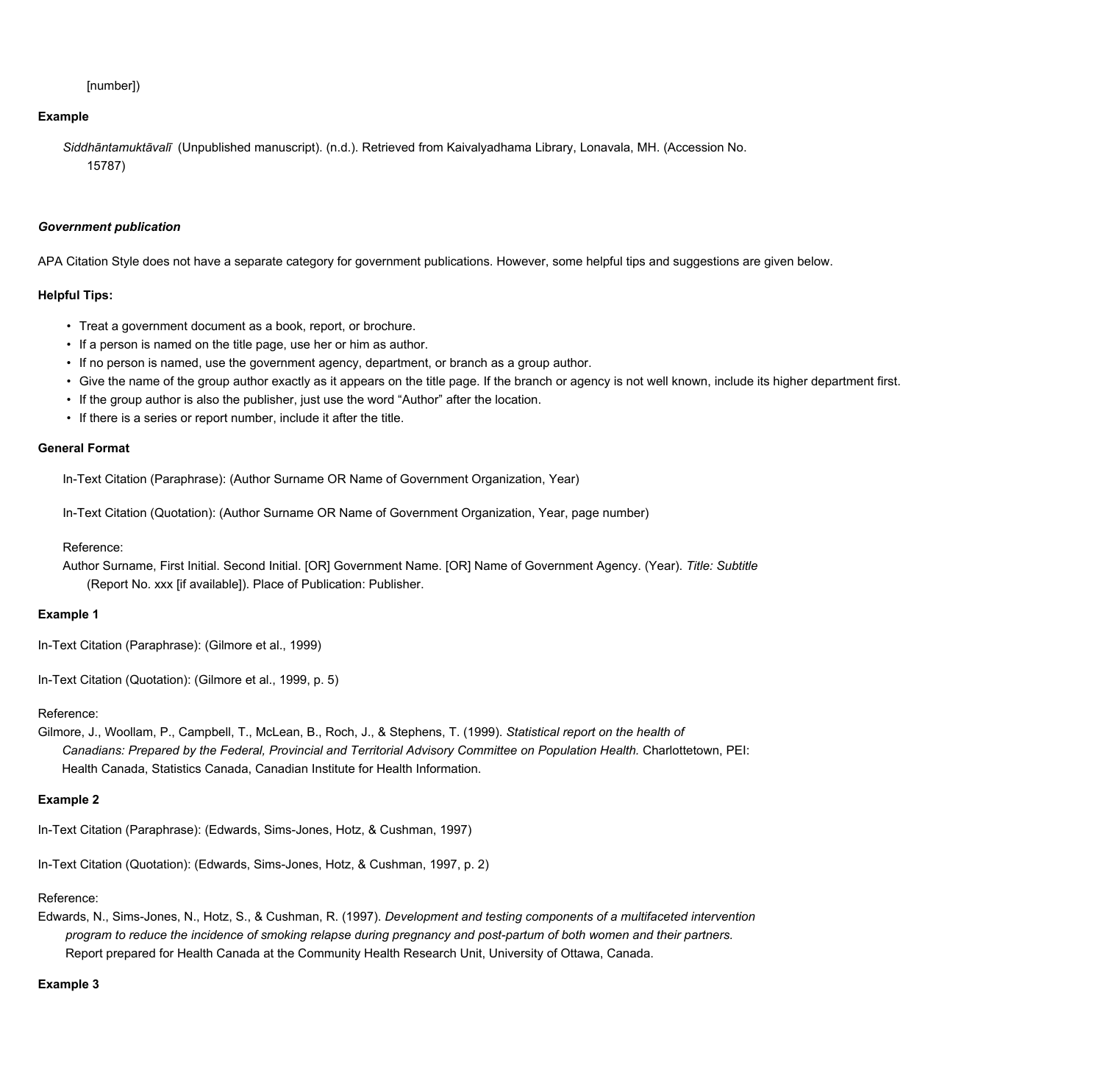[number])

**Example**

*Siddhāntamuktāvalī* (Unpublished manuscript). (n.d.). Retrieved from Kaivalyadhama Library, Lonavala, MH. (Accession No. 15787)

***Government publication***

APA Citation Style does not have a separate category for government publications. However, some helpful tips and suggestions are given below.

**Helpful Tips:**

- Treat a government document as a book, report, or brochure.
- If a person is named on the title page, use her or him as author.
- If no person is named, use the government agency, department, or branch as a group author.
- Give the name of the group author exactly as it appears on the title page. If the branch or agency is not well known, include its higher department first.
- If the group author is also the publisher, just use the word "Author" after the location.
- If there is a series or report number, include it after the title.

**General Format**

In-Text Citation (Paraphrase): (Author Surname OR Name of Government Organization, Year)

In-Text Citation (Quotation): (Author Surname OR Name of Government Organization, Year, page number)

Reference:
Author Surname, First Initial. Second Initial. [OR] Government Name. [OR] Name of Government Agency. (Year). *Title: Subtitle* (Report No. xxx [if available]). Place of Publication: Publisher.

**Example 1**

In-Text Citation (Paraphrase): (Gilmore et al., 1999)

In-Text Citation (Quotation): (Gilmore et al., 1999, p. 5)

Reference:
Gilmore, J., Woollam, P., Campbell, T., McLean, B., Roch, J., & Stephens, T. (1999). *Statistical report on the health of Canadians: Prepared by the Federal, Provincial and Territorial Advisory Committee on Population Health.* Charlottetown, PEI: Health Canada, Statistics Canada, Canadian Institute for Health Information.

**Example 2**

In-Text Citation (Paraphrase): (Edwards, Sims-Jones, Hotz, & Cushman, 1997)

In-Text Citation (Quotation): (Edwards, Sims-Jones, Hotz, & Cushman, 1997, p. 2)

Reference:
Edwards, N., Sims-Jones, N., Hotz, S., & Cushman, R. (1997). *Development and testing components of a multifaceted intervention program to reduce the incidence of smoking relapse during pregnancy and post-partum of both women and their partners.* Report prepared for Health Canada at the Community Health Research Unit, University of Ottawa, Canada.

**Example 3**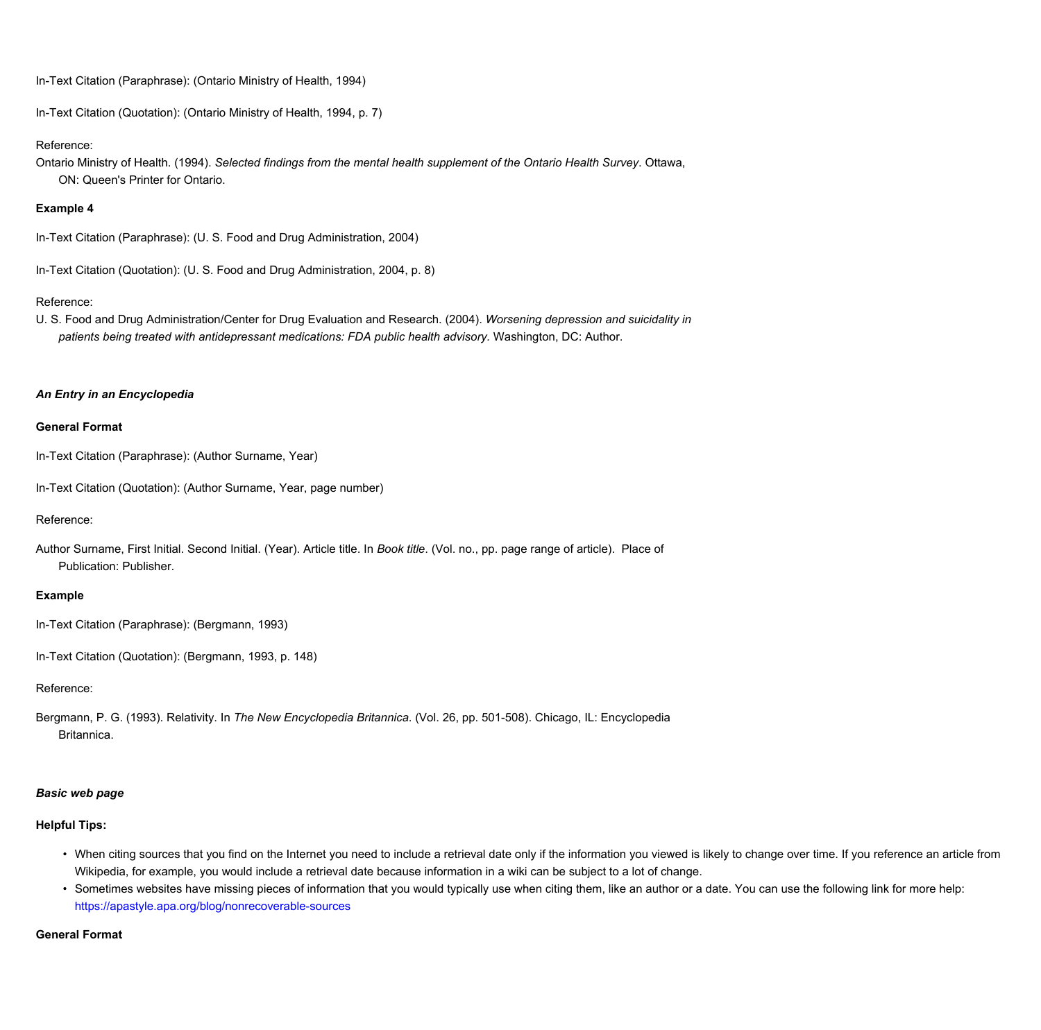In-Text Citation (Paraphrase): (Ontario Ministry of Health, 1994)

In-Text Citation (Quotation): (Ontario Ministry of Health, 1994, p. 7)

Reference:
Ontario Ministry of Health. (1994). *Selected findings from the mental health supplement of the Ontario Health Survey*. Ottawa, ON: Queen's Printer for Ontario.

**Example 4**

In-Text Citation (Paraphrase): (U. S. Food and Drug Administration, 2004)

In-Text Citation (Quotation): (U. S. Food and Drug Administration, 2004, p. 8)

Reference:
U. S. Food and Drug Administration/Center for Drug Evaluation and Research. (2004). *Worsening depression and suicidality in patients being treated with antidepressant medications: FDA public health advisory.* Washington, DC: Author.

***An Entry in an Encyclopedia***

**General Format**

In-Text Citation (Paraphrase): (Author Surname, Year)

In-Text Citation (Quotation): (Author Surname, Year, page number)

Reference:

Author Surname, First Initial. Second Initial. (Year). Article title. In *Book title*. (Vol. no., pp. page range of article). Place of Publication: Publisher.

**Example**

In-Text Citation (Paraphrase): (Bergmann, 1993)

In-Text Citation (Quotation): (Bergmann, 1993, p. 148)

Reference:

Bergmann, P. G. (1993). Relativity. In *The New Encyclopedia Britannica*. (Vol. 26, pp. 501-508). Chicago, IL: Encyclopedia Britannica.

***Basic web page***

**Helpful Tips:**

- When citing sources that you find on the Internet you need to include a retrieval date only if the information you viewed is likely to change over time. If you reference an article from Wikipedia, for example, you would include a retrieval date because information in a wiki can be subject to a lot of change.
- Sometimes websites have missing pieces of information that you would typically use when citing them, like an author or a date. You can use the following link for more help: https://apastyle.apa.org/blog/nonrecoverable-sources

**General Format**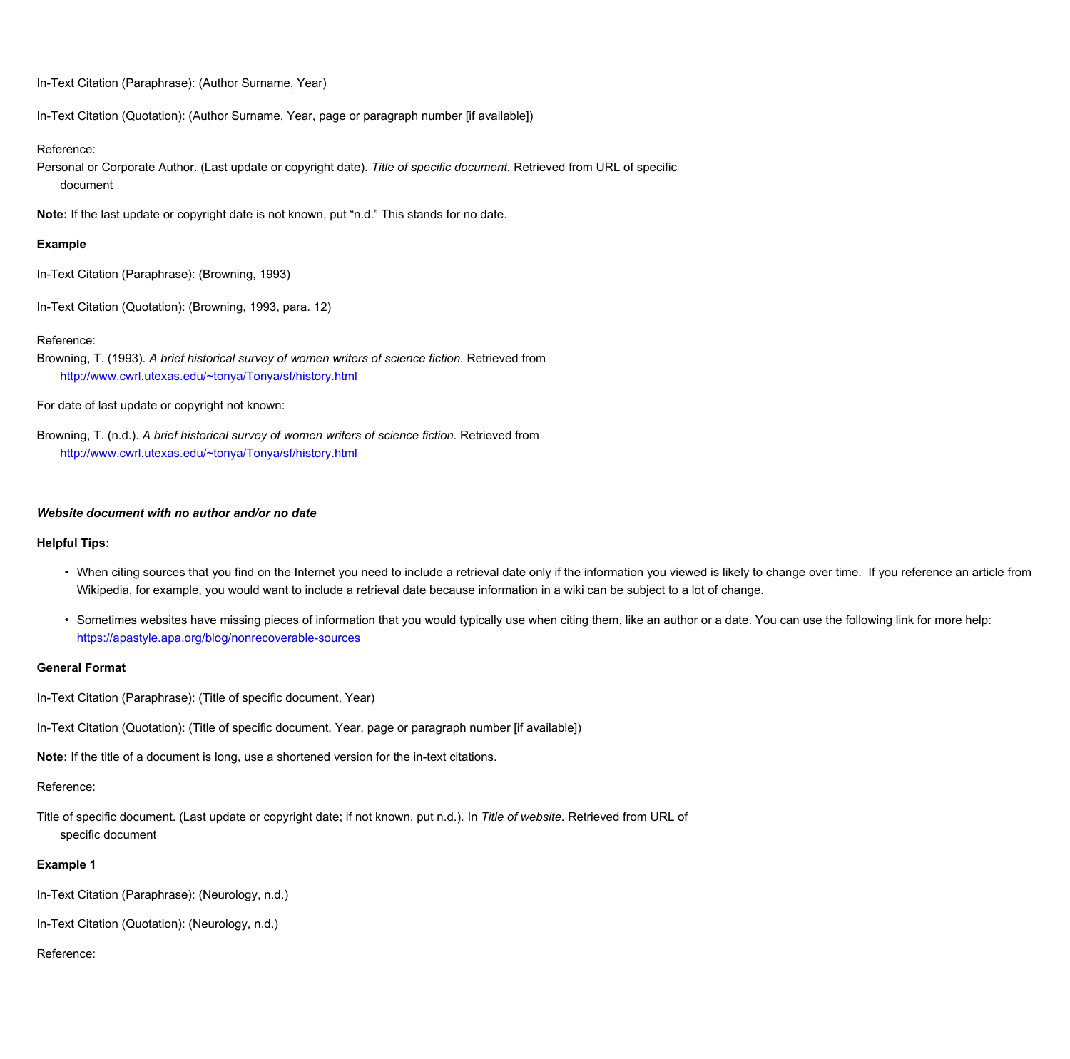In-Text Citation (Paraphrase): (Author Surname, Year)

In-Text Citation (Quotation): (Author Surname, Year, page or paragraph number [if available])

Reference:
Personal or Corporate Author. (Last update or copyright date). *Title of specific document.* Retrieved from URL of specific document

**Note:** If the last update or copyright date is not known, put "n.d." This stands for no date.

**Example**

In-Text Citation (Paraphrase): (Browning, 1993)

In-Text Citation (Quotation): (Browning, 1993, para. 12)

Reference:
Browning, T. (1993). *A brief historical survey of women writers of science fiction.* Retrieved from http://www.cwrl.utexas.edu/~tonya/Tonya/sf/history.html

For date of last update or copyright not known:

Browning, T. (n.d.). *A brief historical survey of women writers of science fiction.* Retrieved from http://www.cwrl.utexas.edu/~tonya/Tonya/sf/history.html

***Website document with no author and/or no date***

**Helpful Tips:**

- When citing sources that you find on the Internet you need to include a retrieval date only if the information you viewed is likely to change over time. If you reference an article from Wikipedia, for example, you would want to include a retrieval date because information in a wiki can be subject to a lot of change.
- Sometimes websites have missing pieces of information that you would typically use when citing them, like an author or a date. You can use the following link for more help: https://apastyle.apa.org/blog/nonrecoverable-sources

**General Format**

In-Text Citation (Paraphrase): (Title of specific document, Year)

In-Text Citation (Quotation): (Title of specific document, Year, page or paragraph number [if available])

**Note:** If the title of a document is long, use a shortened version for the in-text citations.

Reference:

Title of specific document. (Last update or copyright date; if not known, put n.d.). In *Title of website.* Retrieved from URL of specific document

**Example 1**

In-Text Citation (Paraphrase): (Neurology, n.d.)

In-Text Citation (Quotation): (Neurology, n.d.)

Reference: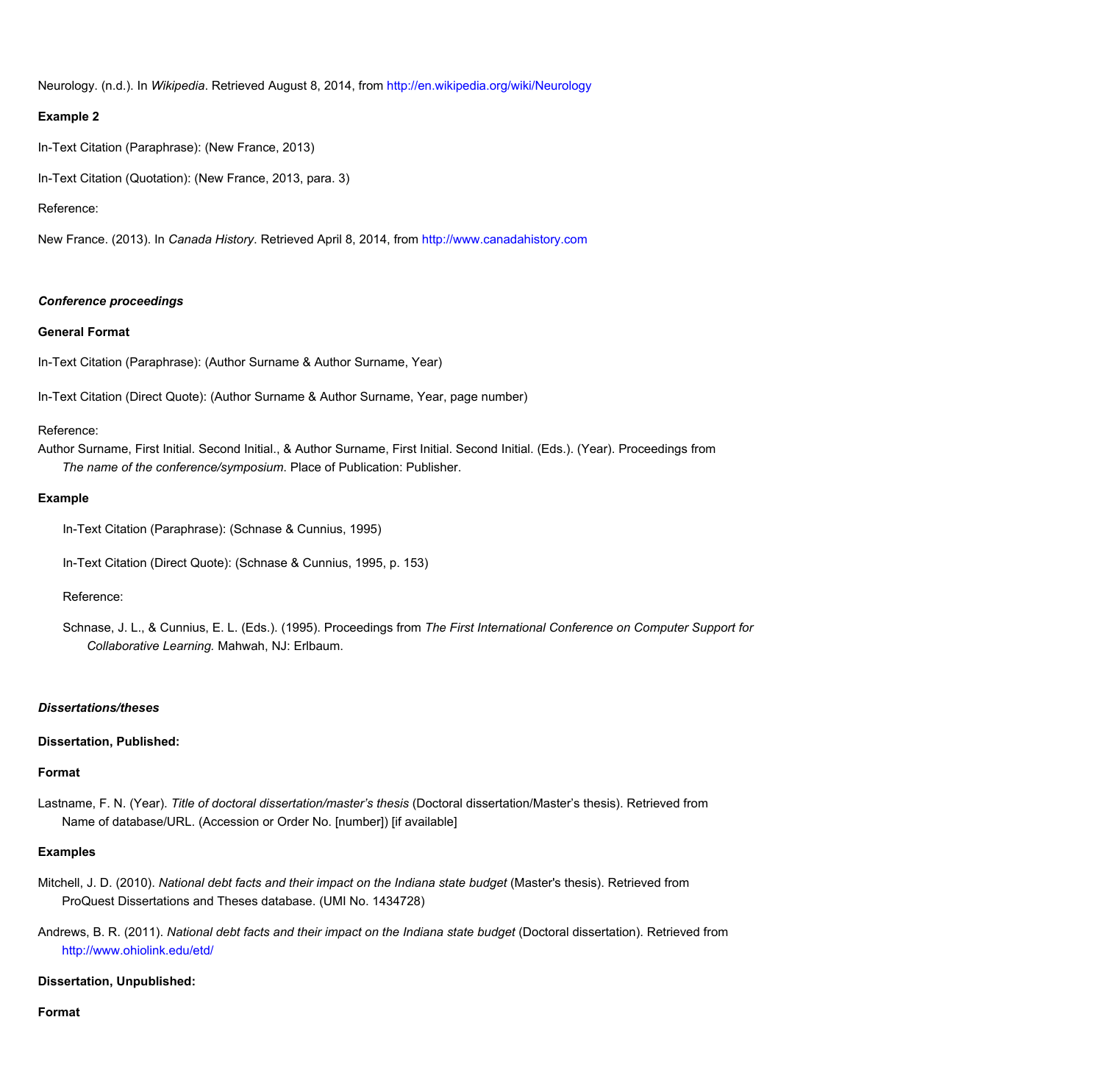Neurology. (n.d.). In *Wikipedia*. Retrieved August 8, 2014, from http://en.wikipedia.org/wiki/Neurology

**Example 2**

In-Text Citation (Paraphrase): (New France, 2013)

In-Text Citation (Quotation): (New France, 2013, para. 3)

Reference:

New France. (2013). In *Canada History*. Retrieved April 8, 2014, from http://www.canadahistory.com

***Conference proceedings***

**General Format**

In-Text Citation (Paraphrase): (Author Surname & Author Surname, Year)

In-Text Citation (Direct Quote): (Author Surname & Author Surname, Year, page number)

Reference:

Author Surname, First Initial. Second Initial., & Author Surname, First Initial. Second Initial. (Eds.). (Year). Proceedings from *The name of the conference/symposium*. Place of Publication: Publisher.

**Example**

In-Text Citation (Paraphrase): (Schnase & Cunnius, 1995)

In-Text Citation (Direct Quote): (Schnase & Cunnius, 1995, p. 153)

Reference:

Schnase, J. L., & Cunnius, E. L. (Eds.). (1995). Proceedings from *The First International Conference on Computer Support for Collaborative Learning.* Mahwah, NJ: Erlbaum.

***Dissertations/theses***

**Dissertation, Published:**

**Format**

Lastname, F. N. (Year). *Title of doctoral dissertation/master's thesis* (Doctoral dissertation/Master's thesis). Retrieved from Name of database/URL. (Accession or Order No. [number]) [if available]

**Examples**

Mitchell, J. D. (2010). *National debt facts and their impact on the Indiana state budget* (Master's thesis). Retrieved from ProQuest Dissertations and Theses database. (UMI No. 1434728)

Andrews, B. R. (2011). *National debt facts and their impact on the Indiana state budget* (Doctoral dissertation). Retrieved from http://www.ohiolink.edu/etd/

**Dissertation, Unpublished:**

**Format**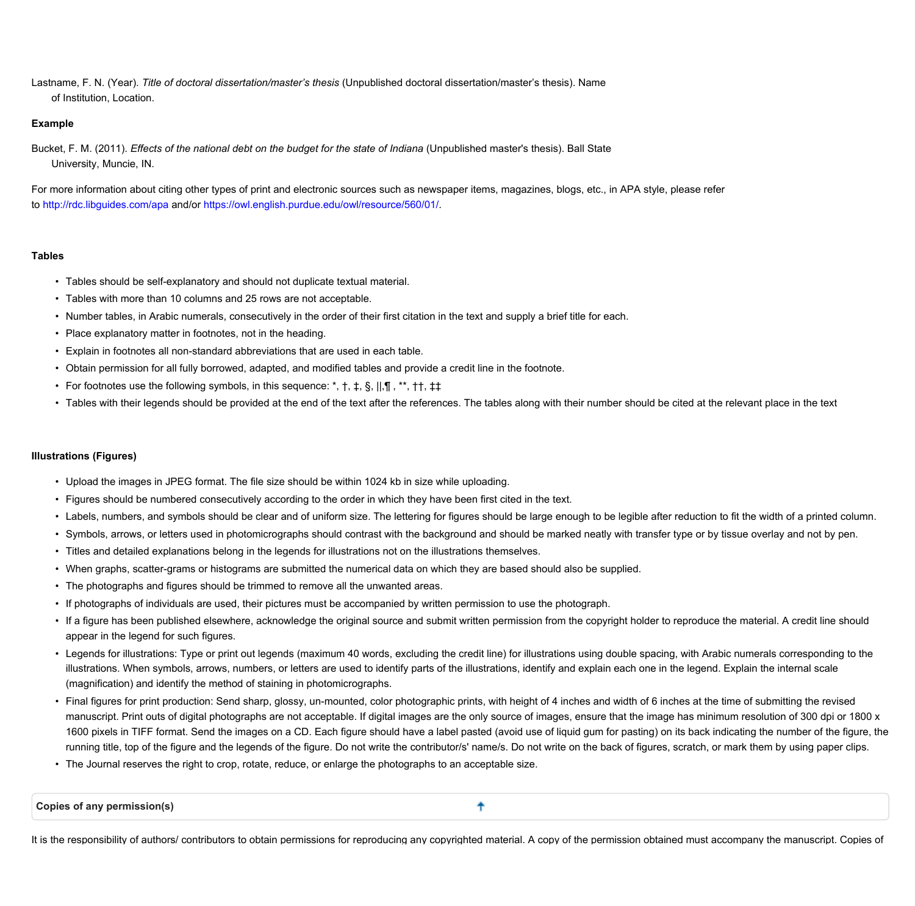Lastname, F. N. (Year). *Title of doctoral dissertation/master's thesis* (Unpublished doctoral dissertation/master's thesis). Name of Institution, Location.

**Example**

Bucket, F. M. (2011). *Effects of the national debt on the budget for the state of Indiana* (Unpublished master's thesis). Ball State University, Muncie, IN.

For more information about citing other types of print and electronic sources such as newspaper items, magazines, blogs, etc., in APA style, please refer to http://rdc.libguides.com/apa and/or https://owl.english.purdue.edu/owl/resource/560/01/.

**Tables**

- Tables should be self-explanatory and should not duplicate textual material.
- Tables with more than 10 columns and 25 rows are not acceptable.
- Number tables, in Arabic numerals, consecutively in the order of their first citation in the text and supply a brief title for each.
- Place explanatory matter in footnotes, not in the heading.
- Explain in footnotes all non-standard abbreviations that are used in each table.
- Obtain permission for all fully borrowed, adapted, and modified tables and provide a credit line in the footnote.
- For footnotes use the following symbols, in this sequence: *, †, ‡, §, ||,¶ , **, ††, ‡‡
- Tables with their legends should be provided at the end of the text after the references. The tables along with their number should be cited at the relevant place in the text

**Illustrations (Figures)**

- Upload the images in JPEG format. The file size should be within 1024 kb in size while uploading.
- Figures should be numbered consecutively according to the order in which they have been first cited in the text.
- Labels, numbers, and symbols should be clear and of uniform size. The lettering for figures should be large enough to be legible after reduction to fit the width of a printed column.
- Symbols, arrows, or letters used in photomicrographs should contrast with the background and should be marked neatly with transfer type or by tissue overlay and not by pen.
- Titles and detailed explanations belong in the legends for illustrations not on the illustrations themselves.
- When graphs, scatter-grams or histograms are submitted the numerical data on which they are based should also be supplied.
- The photographs and figures should be trimmed to remove all the unwanted areas.
- If photographs of individuals are used, their pictures must be accompanied by written permission to use the photograph.
- If a figure has been published elsewhere, acknowledge the original source and submit written permission from the copyright holder to reproduce the material. A credit line should appear in the legend for such figures.
- Legends for illustrations: Type or print out legends (maximum 40 words, excluding the credit line) for illustrations using double spacing, with Arabic numerals corresponding to the illustrations. When symbols, arrows, numbers, or letters are used to identify parts of the illustrations, identify and explain each one in the legend. Explain the internal scale (magnification) and identify the method of staining in photomicrographs.
- Final figures for print production: Send sharp, glossy, un-mounted, color photographic prints, with height of 4 inches and width of 6 inches at the time of submitting the revised manuscript. Print outs of digital photographs are not acceptable. If digital images are the only source of images, ensure that the image has minimum resolution of 300 dpi or 1800 x 1600 pixels in TIFF format. Send the images on a CD. Each figure should have a label pasted (avoid use of liquid gum for pasting) on its back indicating the number of the figure, the running title, top of the figure and the legends of the figure. Do not write the contributor/s' name/s. Do not write on the back of figures, scratch, or mark them by using paper clips.
- The Journal reserves the right to crop, rotate, reduce, or enlarge the photographs to an acceptable size.

**Copies of any permission(s)**

It is the responsibility of authors/ contributors to obtain permissions for reproducing any copyrighted material. A copy of the permission obtained must accompany the manuscript. Copies of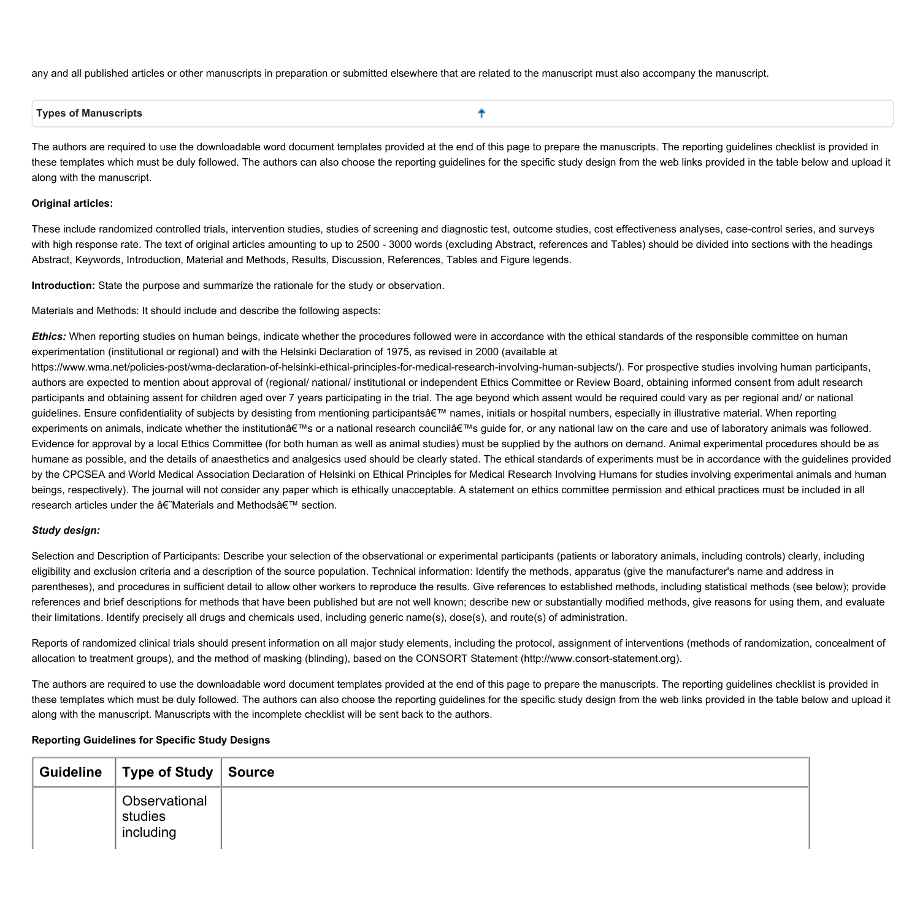any and all published articles or other manuscripts in preparation or submitted elsewhere that are related to the manuscript must also accompany the manuscript.

## Types of Manuscripts

The authors are required to use the downloadable word document templates provided at the end of this page to prepare the manuscripts. The reporting guidelines checklist is provided in these templates which must be duly followed. The authors can also choose the reporting guidelines for the specific study design from the web links provided in the table below and upload it along with the manuscript.

**Original articles:**

These include randomized controlled trials, intervention studies, studies of screening and diagnostic test, outcome studies, cost effectiveness analyses, case-control series, and surveys with high response rate. The text of original articles amounting to up to 2500 - 3000 words (excluding Abstract, references and Tables) should be divided into sections with the headings Abstract, Keywords, Introduction, Material and Methods, Results, Discussion, References, Tables and Figure legends.

**Introduction:** State the purpose and summarize the rationale for the study or observation.

Materials and Methods: It should include and describe the following aspects:

***Ethics:*** When reporting studies on human beings, indicate whether the procedures followed were in accordance with the ethical standards of the responsible committee on human experimentation (institutional or regional) and with the Helsinki Declaration of 1975, as revised in 2000 (available at https://www.wma.net/policies-post/wma-declaration-of-helsinki-ethical-principles-for-medical-research-involving-human-subjects/). For prospective studies involving human participants, authors are expected to mention about approval of (regional/ national/ institutional or independent Ethics Committee or Review Board, obtaining informed consent from adult research participants and obtaining assent for children aged over 7 years participating in the trial. The age beyond which assent would be required could vary as per regional and/ or national guidelines. Ensure confidentiality of subjects by desisting from mentioning participantsâ€™ names, initials or hospital numbers, especially in illustrative material. When reporting experiments on animals, indicate whether the institutionâ€™s or a national research councilâ€™s guide for, or any national law on the care and use of laboratory animals was followed. Evidence for approval by a local Ethics Committee (for both human as well as animal studies) must be supplied by the authors on demand. Animal experimental procedures should be as humane as possible, and the details of anaesthetics and analgesics used should be clearly stated. The ethical standards of experiments must be in accordance with the guidelines provided by the CPCSEA and World Medical Association Declaration of Helsinki on Ethical Principles for Medical Research Involving Humans for studies involving experimental animals and human beings, respectively). The journal will not consider any paper which is ethically unacceptable. A statement on ethics committee permission and ethical practices must be included in all research articles under the â€˜Materials and Methodsâ€™ section.

***Study design:***

Selection and Description of Participants: Describe your selection of the observational or experimental participants (patients or laboratory animals, including controls) clearly, including eligibility and exclusion criteria and a description of the source population. Technical information: Identify the methods, apparatus (give the manufacturer's name and address in parentheses), and procedures in sufficient detail to allow other workers to reproduce the results. Give references to established methods, including statistical methods (see below); provide references and brief descriptions for methods that have been published but are not well known; describe new or substantially modified methods, give reasons for using them, and evaluate their limitations. Identify precisely all drugs and chemicals used, including generic name(s), dose(s), and route(s) of administration.

Reports of randomized clinical trials should present information on all major study elements, including the protocol, assignment of interventions (methods of randomization, concealment of allocation to treatment groups), and the method of masking (blinding), based on the CONSORT Statement (http://www.consort-statement.org).

The authors are required to use the downloadable word document templates provided at the end of this page to prepare the manuscripts. The reporting guidelines checklist is provided in these templates which must be duly followed. The authors can also choose the reporting guidelines for the specific study design from the web links provided in the table below and upload it along with the manuscript. Manuscripts with the incomplete checklist will be sent back to the authors.

**Reporting Guidelines for Specific Study Designs**

| Guideline | Type of Study | Source |
|---|---|---|
| | Observational studies including | |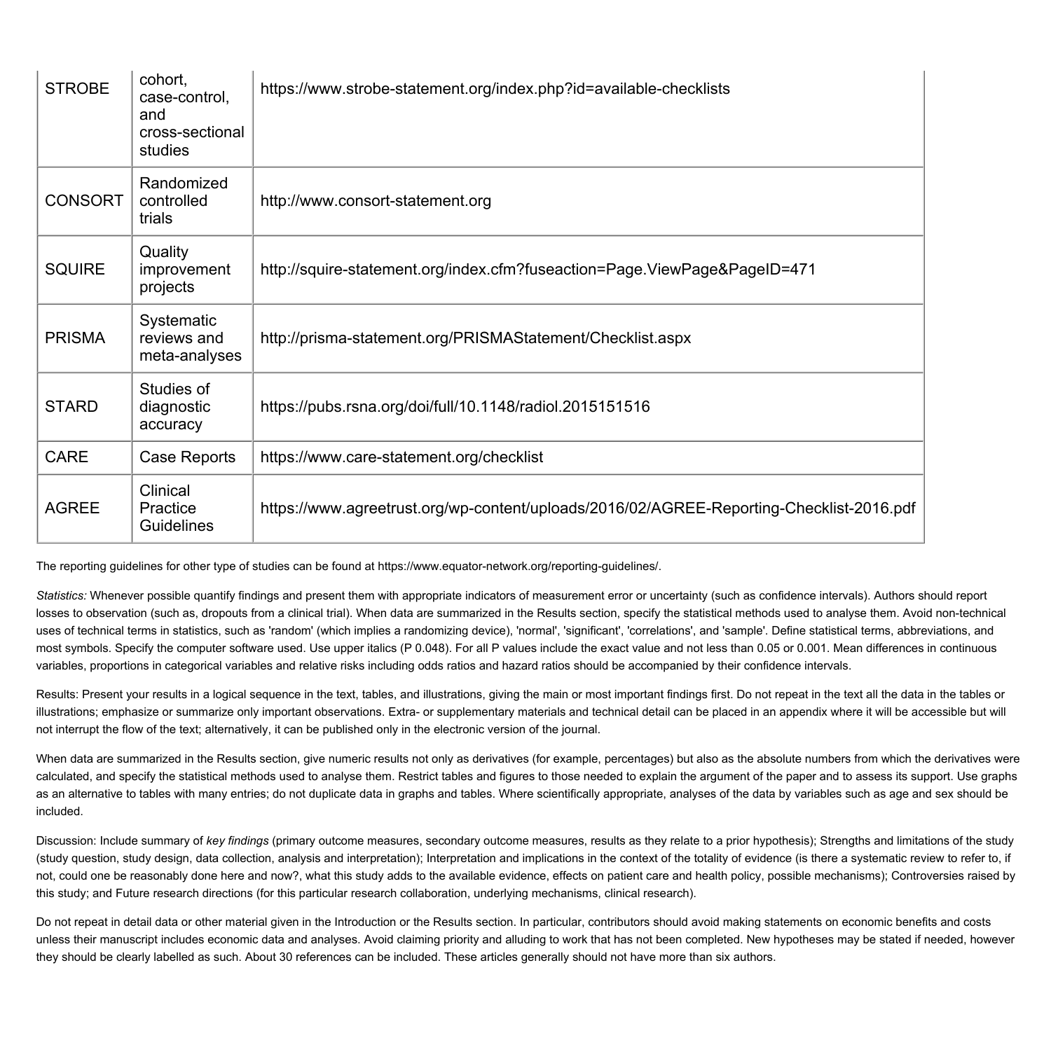| STROBE | cohort, case-control, and cross-sectional studies | https://www.strobe-statement.org/index.php?id=available-checklists |
|---|---|---|
| CONSORT | Randomized controlled trials | http://www.consort-statement.org |
| SQUIRE | Quality improvement projects | http://squire-statement.org/index.cfm?fuseaction=Page.ViewPage&PageID=471 |
| PRISMA | Systematic reviews and meta-analyses | http://prisma-statement.org/PRISMAStatement/Checklist.aspx |
| STARD | Studies of diagnostic accuracy | https://pubs.rsna.org/doi/full/10.1148/radiol.2015151516 |
| CARE | Case Reports | https://www.care-statement.org/checklist |
| AGREE | Clinical Practice Guidelines | https://www.agreetrust.org/wp-content/uploads/2016/02/AGREE-Reporting-Checklist-2016.pdf |

The reporting guidelines for other type of studies can be found at https://www.equator-network.org/reporting-guidelines/.

*Statistics:* Whenever possible quantify findings and present them with appropriate indicators of measurement error or uncertainty (such as confidence intervals). Authors should report losses to observation (such as, dropouts from a clinical trial). When data are summarized in the Results section, specify the statistical methods used to analyse them. Avoid non-technical uses of technical terms in statistics, such as 'random' (which implies a randomizing device), 'normal', 'significant', 'correlations', and 'sample'. Define statistical terms, abbreviations, and most symbols. Specify the computer software used. Use upper italics (P 0.048). For all P values include the exact value and not less than 0.05 or 0.001. Mean differences in continuous variables, proportions in categorical variables and relative risks including odds ratios and hazard ratios should be accompanied by their confidence intervals.

Results: Present your results in a logical sequence in the text, tables, and illustrations, giving the main or most important findings first. Do not repeat in the text all the data in the tables or illustrations; emphasize or summarize only important observations. Extra- or supplementary materials and technical detail can be placed in an appendix where it will be accessible but will not interrupt the flow of the text; alternatively, it can be published only in the electronic version of the journal.

When data are summarized in the Results section, give numeric results not only as derivatives (for example, percentages) but also as the absolute numbers from which the derivatives were calculated, and specify the statistical methods used to analyse them. Restrict tables and figures to those needed to explain the argument of the paper and to assess its support. Use graphs as an alternative to tables with many entries; do not duplicate data in graphs and tables. Where scientifically appropriate, analyses of the data by variables such as age and sex should be included.

Discussion: Include summary of *key findings* (primary outcome measures, secondary outcome measures, results as they relate to a prior hypothesis); Strengths and limitations of the study (study question, study design, data collection, analysis and interpretation); Interpretation and implications in the context of the totality of evidence (is there a systematic review to refer to, if not, could one be reasonably done here and now?, what this study adds to the available evidence, effects on patient care and health policy, possible mechanisms); Controversies raised by this study; and Future research directions (for this particular research collaboration, underlying mechanisms, clinical research).

Do not repeat in detail data or other material given in the Introduction or the Results section. In particular, contributors should avoid making statements on economic benefits and costs unless their manuscript includes economic data and analyses. Avoid claiming priority and alluding to work that has not been completed. New hypotheses may be stated if needed, however they should be clearly labelled as such. About 30 references can be included. These articles generally should not have more than six authors.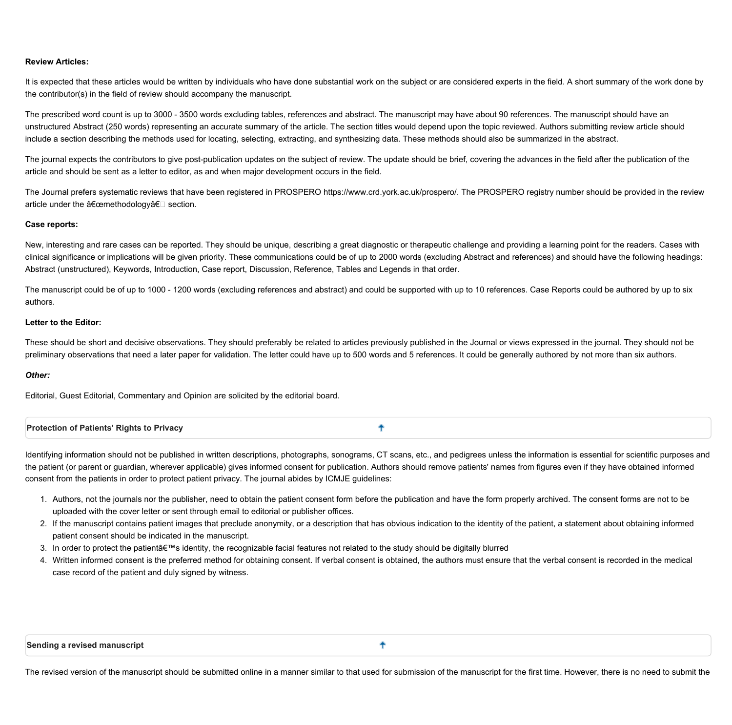**Review Articles:**

It is expected that these articles would be written by individuals who have done substantial work on the subject or are considered experts in the field. A short summary of the work done by the contributor(s) in the field of review should accompany the manuscript.

The prescribed word count is up to 3000 - 3500 words excluding tables, references and abstract. The manuscript may have about 90 references. The manuscript should have an unstructured Abstract (250 words) representing an accurate summary of the article. The section titles would depend upon the topic reviewed. Authors submitting review article should include a section describing the methods used for locating, selecting, extracting, and synthesizing data. These methods should also be summarized in the abstract.

The journal expects the contributors to give post-publication updates on the subject of review. The update should be brief, covering the advances in the field after the publication of the article and should be sent as a letter to editor, as and when major development occurs in the field.

The Journal prefers systematic reviews that have been registered in PROSPERO https://www.crd.york.ac.uk/prospero/. The PROSPERO registry number should be provided in the review article under the â€œmethodologyâ€ section.

**Case reports:**

New, interesting and rare cases can be reported. They should be unique, describing a great diagnostic or therapeutic challenge and providing a learning point for the readers. Cases with clinical significance or implications will be given priority. These communications could be of up to 2000 words (excluding Abstract and references) and should have the following headings: Abstract (unstructured), Keywords, Introduction, Case report, Discussion, Reference, Tables and Legends in that order.

The manuscript could be of up to 1000 - 1200 words (excluding references and abstract) and could be supported with up to 10 references. Case Reports could be authored by up to six authors.

**Letter to the Editor:**

These should be short and decisive observations. They should preferably be related to articles previously published in the Journal or views expressed in the journal. They should not be preliminary observations that need a later paper for validation. The letter could have up to 500 words and 5 references. It could be generally authored by not more than six authors.

***Other:***

Editorial, Guest Editorial, Commentary and Opinion are solicited by the editorial board.

**Protection of Patients' Rights to Privacy**

Identifying information should not be published in written descriptions, photographs, sonograms, CT scans, etc., and pedigrees unless the information is essential for scientific purposes and the patient (or parent or guardian, wherever applicable) gives informed consent for publication. Authors should remove patients' names from figures even if they have obtained informed consent from the patients in order to protect patient privacy. The journal abides by ICMJE guidelines:

1. Authors, not the journals nor the publisher, need to obtain the patient consent form before the publication and have the form properly archived. The consent forms are not to be uploaded with the cover letter or sent through email to editorial or publisher offices.
2. If the manuscript contains patient images that preclude anonymity, or a description that has obvious indication to the identity of the patient, a statement about obtaining informed patient consent should be indicated in the manuscript.
3. In order to protect the patientâ€™s identity, the recognizable facial features not related to the study should be digitally blurred
4. Written informed consent is the preferred method for obtaining consent. If verbal consent is obtained, the authors must ensure that the verbal consent is recorded in the medical case record of the patient and duly signed by witness.

**Sending a revised manuscript**

The revised version of the manuscript should be submitted online in a manner similar to that used for submission of the manuscript for the first time. However, there is no need to submit the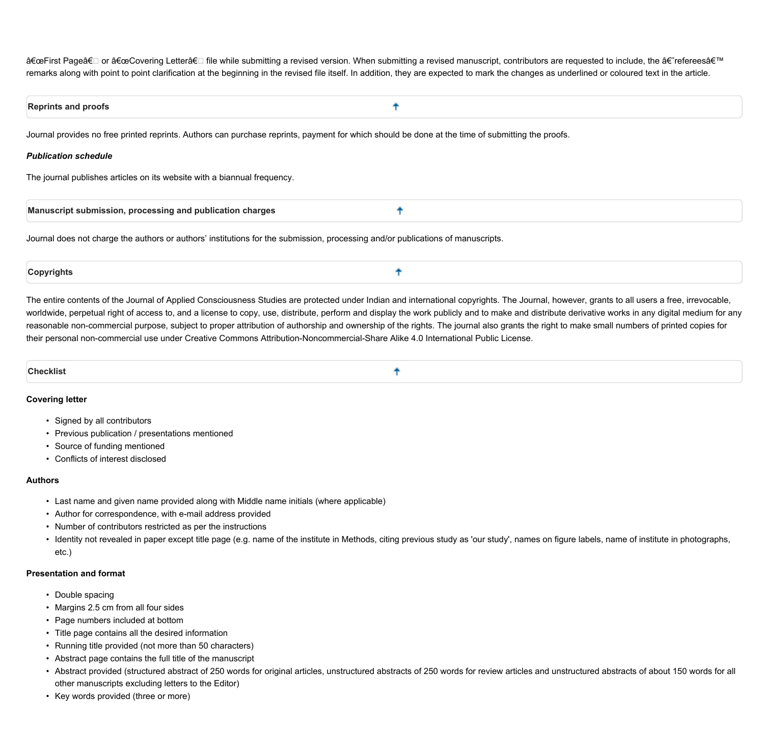â€œFirst Pageâ€ or â€œCovering Letterâ€ file while submitting a revised version. When submitting a revised manuscript, contributors are requested to include, the â€˜refereesâ€™ remarks along with point to point clarification at the beginning in the revised file itself. In addition, they are expected to mark the changes as underlined or coloured text in the article.

## Reprints and proofs

Journal provides no free printed reprints. Authors can purchase reprints, payment for which should be done at the time of submitting the proofs.

***Publication schedule***

The journal publishes articles on its website with a biannual frequency.

## Manuscript submission, processing and publication charges

Journal does not charge the authors or authors' institutions for the submission, processing and/or publications of manuscripts.

## Copyrights

The entire contents of the Journal of Applied Consciousness Studies are protected under Indian and international copyrights. The Journal, however, grants to all users a free, irrevocable, worldwide, perpetual right of access to, and a license to copy, use, distribute, perform and display the work publicly and to make and distribute derivative works in any digital medium for any reasonable non-commercial purpose, subject to proper attribution of authorship and ownership of the rights. The journal also grants the right to make small numbers of printed copies for their personal non-commercial use under Creative Commons Attribution-Noncommercial-Share Alike 4.0 International Public License.

## Checklist

**Covering letter**

- Signed by all contributors
- Previous publication / presentations mentioned
- Source of funding mentioned
- Conflicts of interest disclosed

**Authors**

- Last name and given name provided along with Middle name initials (where applicable)
- Author for correspondence, with e-mail address provided
- Number of contributors restricted as per the instructions
- Identity not revealed in paper except title page (e.g. name of the institute in Methods, citing previous study as 'our study', names on figure labels, name of institute in photographs, etc.)

**Presentation and format**

- Double spacing
- Margins 2.5 cm from all four sides
- Page numbers included at bottom
- Title page contains all the desired information
- Running title provided (not more than 50 characters)
- Abstract page contains the full title of the manuscript
- Abstract provided (structured abstract of 250 words for original articles, unstructured abstracts of 250 words for review articles and unstructured abstracts of about 150 words for all other manuscripts excluding letters to the Editor)
- Key words provided (three or more)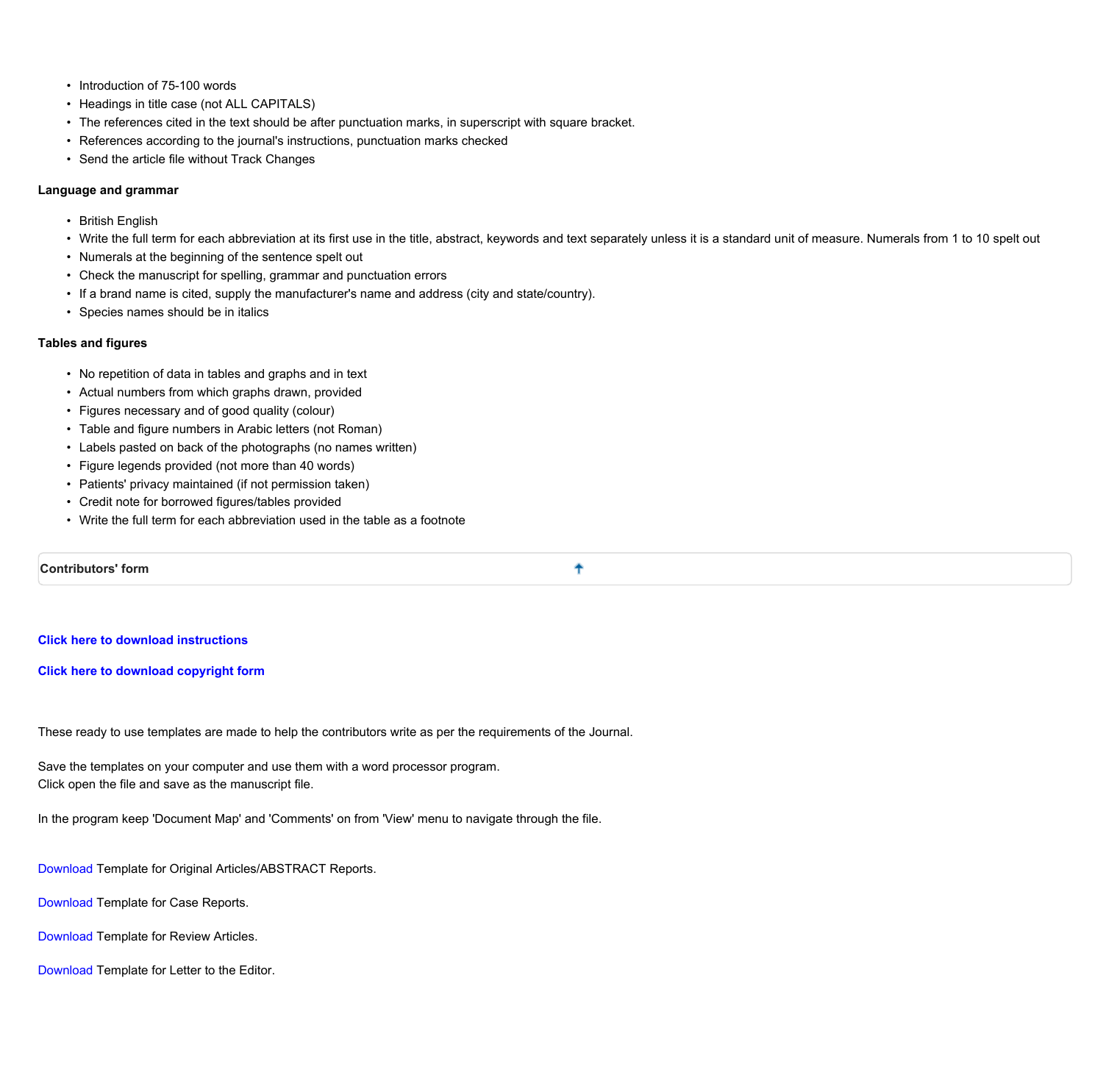- Introduction of 75-100 words
- Headings in title case (not ALL CAPITALS)
- The references cited in the text should be after punctuation marks, in superscript with square bracket.
- References according to the journal's instructions, punctuation marks checked
- Send the article file without Track Changes

**Language and grammar**

- British English
- Write the full term for each abbreviation at its first use in the title, abstract, keywords and text separately unless it is a standard unit of measure. Numerals from 1 to 10 spelt out
- Numerals at the beginning of the sentence spelt out
- Check the manuscript for spelling, grammar and punctuation errors
- If a brand name is cited, supply the manufacturer's name and address (city and state/country).
- Species names should be in italics

**Tables and figures**

- No repetition of data in tables and graphs and in text
- Actual numbers from which graphs drawn, provided
- Figures necessary and of good quality (colour)
- Table and figure numbers in Arabic letters (not Roman)
- Labels pasted on back of the photographs (no names written)
- Figure legends provided (not more than 40 words)
- Patients' privacy maintained (if not permission taken)
- Credit note for borrowed figures/tables provided
- Write the full term for each abbreviation used in the table as a footnote

**Contributors' form**

**Click here to download instructions**

**Click here to download copyright form**

These ready to use templates are made to help the contributors write as per the requirements of the Journal.

Save the templates on your computer and use them with a word processor program.
Click open the file and save as the manuscript file.

In the program keep 'Document Map' and 'Comments' on from 'View' menu to navigate through the file.

Download Template for Original Articles/ABSTRACT Reports.

Download Template for Case Reports.

Download Template for Review Articles.

Download Template for Letter to the Editor.